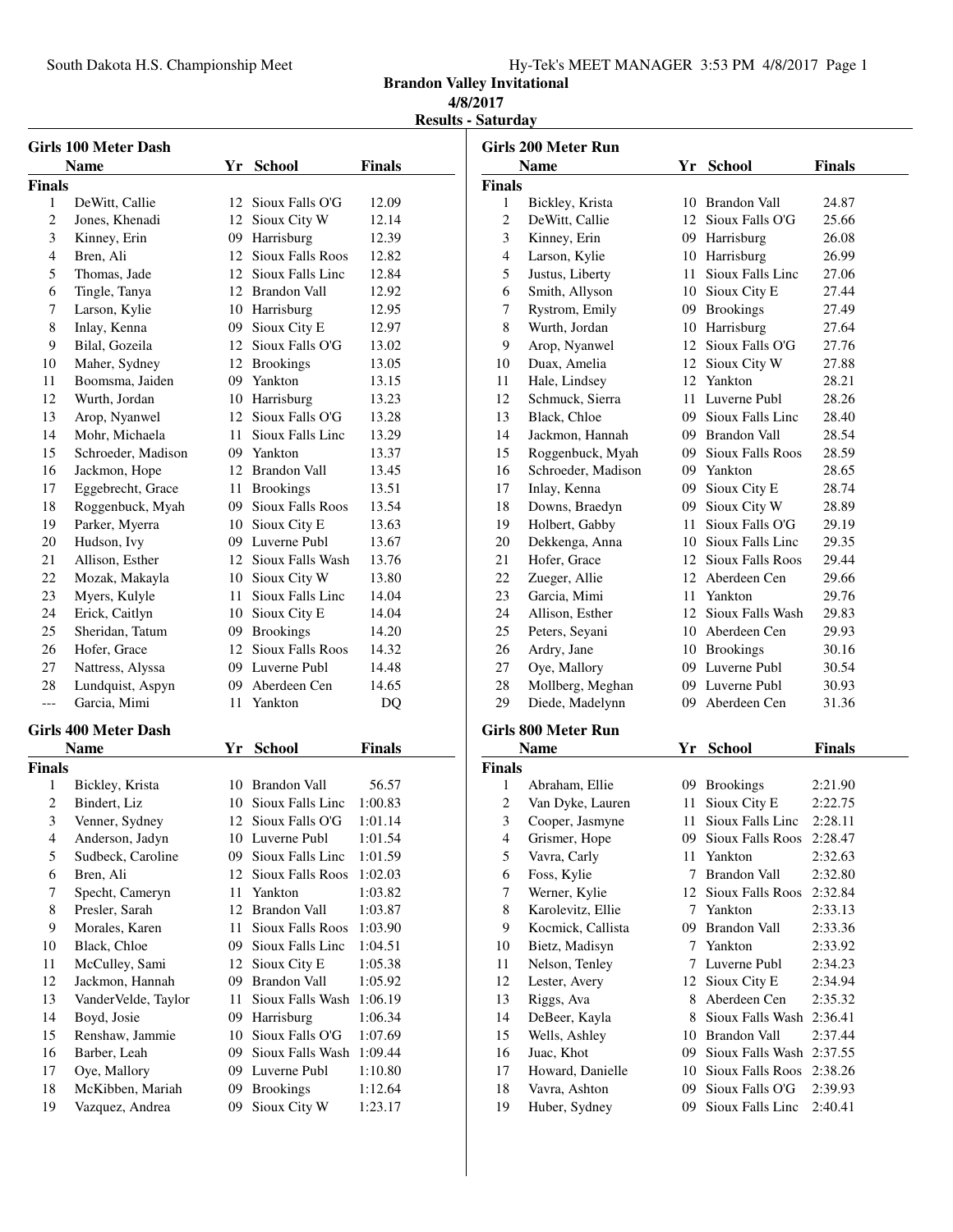# Brandon Valley Invitational

**4/8/2017**

**Results - Saturday**

## Girls 100 Meter Dash

**Finals**

| | Name | Yr | School | Finals |
|---|---|---|---|---|
| 1 | DeWitt, Callie | 12 | Sioux Falls O'G | 12.09 |
| 2 | Jones, Khenadi | 12 | Sioux City W | 12.14 |
| 3 | Kinney, Erin | 09 | Harrisburg | 12.39 |
| 4 | Bren, Ali | 12 | Sioux Falls Roos | 12.82 |
| 5 | Thomas, Jade | 12 | Sioux Falls Linc | 12.84 |
| 6 | Tingle, Tanya | 12 | Brandon Vall | 12.92 |
| 7 | Larson, Kylie | 10 | Harrisburg | 12.95 |
| 8 | Inlay, Kenna | 09 | Sioux City E | 12.97 |
| 9 | Bilal, Gozeila | 12 | Sioux Falls O'G | 13.02 |
| 10 | Maher, Sydney | 12 | Brookings | 13.05 |
| 11 | Boomsma, Jaiden | 09 | Yankton | 13.15 |
| 12 | Wurth, Jordan | 10 | Harrisburg | 13.23 |
| 13 | Arop, Nyanwel | 12 | Sioux Falls O'G | 13.28 |
| 14 | Mohr, Michaela | 11 | Sioux Falls Linc | 13.29 |
| 15 | Schroeder, Madison | 09 | Yankton | 13.37 |
| 16 | Jackmon, Hope | 12 | Brandon Vall | 13.45 |
| 17 | Eggebrecht, Grace | 11 | Brookings | 13.51 |
| 18 | Roggenbuck, Myah | 09 | Sioux Falls Roos | 13.54 |
| 19 | Parker, Myerra | 10 | Sioux City E | 13.63 |
| 20 | Hudson, Ivy | 09 | Luverne Publ | 13.67 |
| 21 | Allison, Esther | 12 | Sioux Falls Wash | 13.76 |
| 22 | Mozak, Makayla | 10 | Sioux City W | 13.80 |
| 23 | Myers, Kulyle | 11 | Sioux Falls Linc | 14.04 |
| 24 | Erick, Caitlyn | 10 | Sioux City E | 14.04 |
| 25 | Sheridan, Tatum | 09 | Brookings | 14.20 |
| 26 | Hofer, Grace | 12 | Sioux Falls Roos | 14.32 |
| 27 | Nattress, Alyssa | 09 | Luverne Publ | 14.48 |
| 28 | Lundquist, Aspyn | 09 | Aberdeen Cen | 14.65 |
| --- | Garcia, Mimi | 11 | Yankton | DQ |

## Girls 400 Meter Dash

**Finals**

| | Name | Yr | School | Finals |
|---|---|---|---|---|
| 1 | Bickley, Krista | 10 | Brandon Vall | 56.57 |
| 2 | Bindert, Liz | 10 | Sioux Falls Linc | 1:00.83 |
| 3 | Venner, Sydney | 12 | Sioux Falls O'G | 1:01.14 |
| 4 | Anderson, Jadyn | 10 | Luverne Publ | 1:01.54 |
| 5 | Sudbeck, Caroline | 09 | Sioux Falls Linc | 1:01.59 |
| 6 | Bren, Ali | 12 | Sioux Falls Roos | 1:02.03 |
| 7 | Specht, Cameryn | 11 | Yankton | 1:03.82 |
| 8 | Presler, Sarah | 12 | Brandon Vall | 1:03.87 |
| 9 | Morales, Karen | 11 | Sioux Falls Roos | 1:03.90 |
| 10 | Black, Chloe | 09 | Sioux Falls Linc | 1:04.51 |
| 11 | McCulley, Sami | 12 | Sioux City E | 1:05.38 |
| 12 | Jackmon, Hannah | 09 | Brandon Vall | 1:05.92 |
| 13 | VanderVelde, Taylor | 11 | Sioux Falls Wash | 1:06.19 |
| 14 | Boyd, Josie | 09 | Harrisburg | 1:06.34 |
| 15 | Renshaw, Jammie | 10 | Sioux Falls O'G | 1:07.69 |
| 16 | Barber, Leah | 09 | Sioux Falls Wash | 1:09.44 |
| 17 | Oye, Mallory | 09 | Luverne Publ | 1:10.80 |
| 18 | McKibben, Mariah | 09 | Brookings | 1:12.64 |
| 19 | Vazquez, Andrea | 09 | Sioux City W | 1:23.17 |

## Girls 200 Meter Run

**Finals**

| | Name | Yr | School | Finals |
|---|---|---|---|---|
| 1 | Bickley, Krista | 10 | Brandon Vall | 24.87 |
| 2 | DeWitt, Callie | 12 | Sioux Falls O'G | 25.66 |
| 3 | Kinney, Erin | 09 | Harrisburg | 26.08 |
| 4 | Larson, Kylie | 10 | Harrisburg | 26.99 |
| 5 | Justus, Liberty | 11 | Sioux Falls Linc | 27.06 |
| 6 | Smith, Allyson | 10 | Sioux City E | 27.44 |
| 7 | Rystrom, Emily | 09 | Brookings | 27.49 |
| 8 | Wurth, Jordan | 10 | Harrisburg | 27.64 |
| 9 | Arop, Nyanwel | 12 | Sioux Falls O'G | 27.76 |
| 10 | Duax, Amelia | 12 | Sioux City W | 27.88 |
| 11 | Hale, Lindsey | 12 | Yankton | 28.21 |
| 12 | Schmuck, Sierra | 11 | Luverne Publ | 28.26 |
| 13 | Black, Chloe | 09 | Sioux Falls Linc | 28.40 |
| 14 | Jackmon, Hannah | 09 | Brandon Vall | 28.54 |
| 15 | Roggenbuck, Myah | 09 | Sioux Falls Roos | 28.59 |
| 16 | Schroeder, Madison | 09 | Yankton | 28.65 |
| 17 | Inlay, Kenna | 09 | Sioux City E | 28.74 |
| 18 | Downs, Braedyn | 09 | Sioux City W | 28.89 |
| 19 | Holbert, Gabby | 11 | Sioux Falls O'G | 29.19 |
| 20 | Dekkenga, Anna | 10 | Sioux Falls Linc | 29.35 |
| 21 | Hofer, Grace | 12 | Sioux Falls Roos | 29.44 |
| 22 | Zueger, Allie | 12 | Aberdeen Cen | 29.66 |
| 23 | Garcia, Mimi | 11 | Yankton | 29.76 |
| 24 | Allison, Esther | 12 | Sioux Falls Wash | 29.83 |
| 25 | Peters, Seyani | 10 | Aberdeen Cen | 29.93 |
| 26 | Ardry, Jane | 10 | Brookings | 30.16 |
| 27 | Oye, Mallory | 09 | Luverne Publ | 30.54 |
| 28 | Mollberg, Meghan | 09 | Luverne Publ | 30.93 |
| 29 | Diede, Madelynn | 09 | Aberdeen Cen | 31.36 |

## Girls 800 Meter Run

**Finals**

| | Name | Yr | School | Finals |
|---|---|---|---|---|
| 1 | Abraham, Ellie | 09 | Brookings | 2:21.90 |
| 2 | Van Dyke, Lauren | 11 | Sioux City E | 2:22.75 |
| 3 | Cooper, Jasmyne | 11 | Sioux Falls Linc | 2:28.11 |
| 4 | Grismer, Hope | 09 | Sioux Falls Roos | 2:28.47 |
| 5 | Vavra, Carly | 11 | Yankton | 2:32.63 |
| 6 | Foss, Kylie | 7 | Brandon Vall | 2:32.80 |
| 7 | Werner, Kylie | 12 | Sioux Falls Roos | 2:32.84 |
| 8 | Karolevitz, Ellie | 7 | Yankton | 2:33.13 |
| 9 | Kocmick, Callista | 09 | Brandon Vall | 2:33.36 |
| 10 | Bietz, Madisyn | 7 | Yankton | 2:33.92 |
| 11 | Nelson, Tenley | 7 | Luverne Publ | 2:34.23 |
| 12 | Lester, Avery | 12 | Sioux City E | 2:34.94 |
| 13 | Riggs, Ava | 8 | Aberdeen Cen | 2:35.32 |
| 14 | DeBeer, Kayla | 8 | Sioux Falls Wash | 2:36.41 |
| 15 | Wells, Ashley | 10 | Brandon Vall | 2:37.44 |
| 16 | Juac, Khot | 09 | Sioux Falls Wash | 2:37.55 |
| 17 | Howard, Danielle | 10 | Sioux Falls Roos | 2:38.26 |
| 18 | Vavra, Ashton | 09 | Sioux Falls O'G | 2:39.93 |
| 19 | Huber, Sydney | 09 | Sioux Falls Linc | 2:40.41 |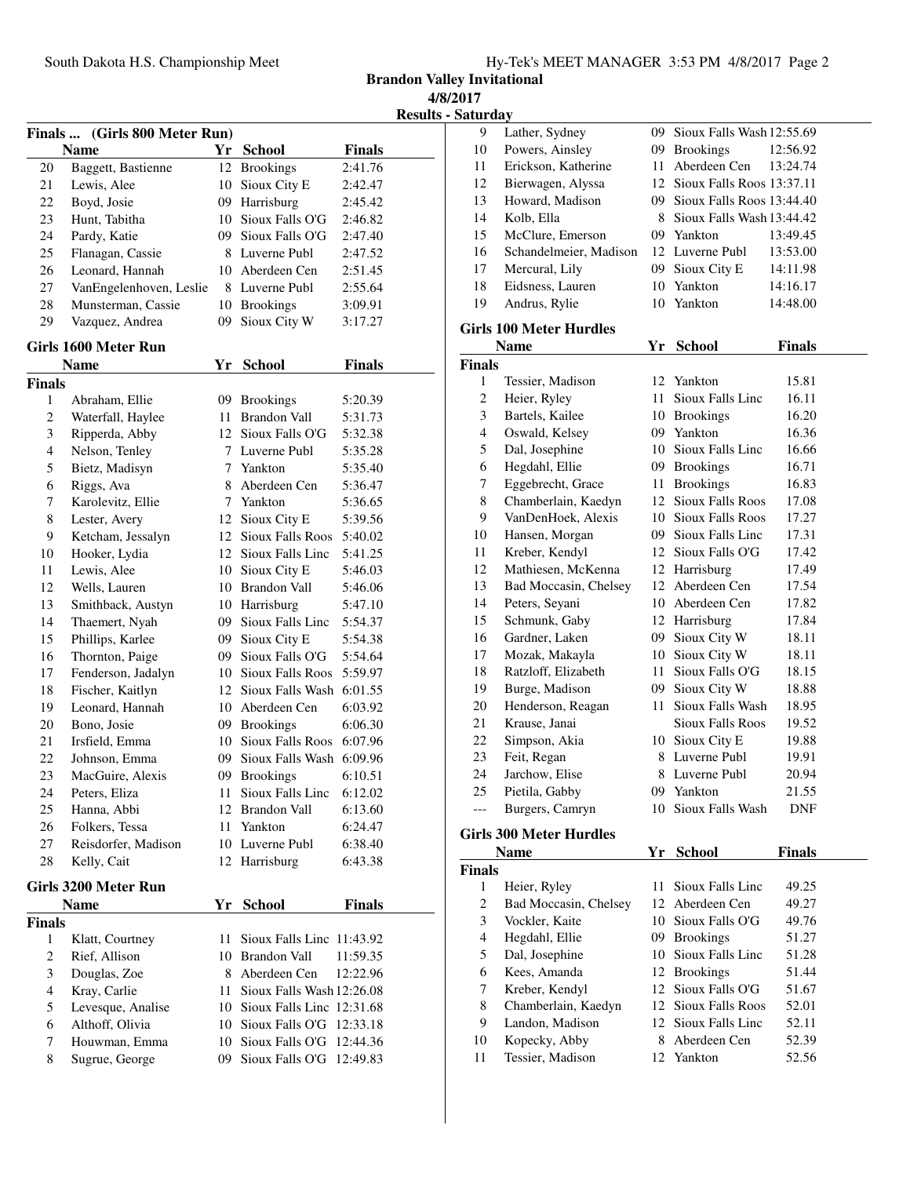## Brandon Valley Invitational

**4/8/2017**

**Results - Saturday**

### Finals ... (Girls 800 Meter Run)

| | Name | Yr | School | Finals |
|---|---|---|---|---|
| 20 | Baggett, Bastienne | 12 | Brookings | 2:41.76 |
| 21 | Lewis, Alee | 10 | Sioux City E | 2:42.47 |
| 22 | Boyd, Josie | 09 | Harrisburg | 2:45.42 |
| 23 | Hunt, Tabitha | 10 | Sioux Falls O'G | 2:46.82 |
| 24 | Pardy, Katie | 09 | Sioux Falls O'G | 2:47.40 |
| 25 | Flanagan, Cassie | 8 | Luverne Publ | 2:47.52 |
| 26 | Leonard, Hannah | 10 | Aberdeen Cen | 2:51.45 |
| 27 | VanEngelenhoven, Leslie | 8 | Luverne Publ | 2:55.64 |
| 28 | Munsterman, Cassie | 10 | Brookings | 3:09.91 |
| 29 | Vazquez, Andrea | 09 | Sioux City W | 3:17.27 |

### Girls 1600 Meter Run

| | Name | Yr | School | Finals |
|---|---|---|---|---|
| **Finals** | | | | |
| 1 | Abraham, Ellie | 09 | Brookings | 5:20.39 |
| 2 | Waterfall, Haylee | 11 | Brandon Vall | 5:31.73 |
| 3 | Ripperda, Abby | 12 | Sioux Falls O'G | 5:32.38 |
| 4 | Nelson, Tenley | 7 | Luverne Publ | 5:35.28 |
| 5 | Bietz, Madisyn | 7 | Yankton | 5:35.40 |
| 6 | Riggs, Ava | 8 | Aberdeen Cen | 5:36.47 |
| 7 | Karolevitz, Ellie | 7 | Yankton | 5:36.65 |
| 8 | Lester, Avery | 12 | Sioux City E | 5:39.56 |
| 9 | Ketcham, Jessalyn | 12 | Sioux Falls Roos | 5:40.02 |
| 10 | Hooker, Lydia | 12 | Sioux Falls Linc | 5:41.25 |
| 11 | Lewis, Alee | 10 | Sioux City E | 5:46.03 |
| 12 | Wells, Lauren | 10 | Brandon Vall | 5:46.06 |
| 13 | Smithback, Austyn | 10 | Harrisburg | 5:47.10 |
| 14 | Thaemert, Nyah | 09 | Sioux Falls Linc | 5:54.37 |
| 15 | Phillips, Karlee | 09 | Sioux City E | 5:54.38 |
| 16 | Thornton, Paige | 09 | Sioux Falls O'G | 5:54.64 |
| 17 | Fenderson, Jadalyn | 10 | Sioux Falls Roos | 5:59.97 |
| 18 | Fischer, Kaitlyn | 12 | Sioux Falls Wash | 6:01.55 |
| 19 | Leonard, Hannah | 10 | Aberdeen Cen | 6:03.92 |
| 20 | Bono, Josie | 09 | Brookings | 6:06.30 |
| 21 | Irsfield, Emma | 10 | Sioux Falls Roos | 6:07.96 |
| 22 | Johnson, Emma | 09 | Sioux Falls Wash | 6:09.96 |
| 23 | MacGuire, Alexis | 09 | Brookings | 6:10.51 |
| 24 | Peters, Eliza | 11 | Sioux Falls Linc | 6:12.02 |
| 25 | Hanna, Abbi | 12 | Brandon Vall | 6:13.60 |
| 26 | Folkers, Tessa | 11 | Yankton | 6:24.47 |
| 27 | Reisdorfer, Madison | 10 | Luverne Publ | 6:38.40 |
| 28 | Kelly, Cait | 12 | Harrisburg | 6:43.38 |

### Girls 3200 Meter Run

| | Name | Yr | School | Finals |
|---|---|---|---|---|
| **Finals** | | | | |
| 1 | Klatt, Courtney | 11 | Sioux Falls Linc | 11:43.92 |
| 2 | Rief, Allison | 10 | Brandon Vall | 11:59.35 |
| 3 | Douglas, Zoe | 8 | Aberdeen Cen | 12:22.96 |
| 4 | Kray, Carlie | 11 | Sioux Falls Wash | 12:26.08 |
| 5 | Levesque, Analise | 10 | Sioux Falls Linc | 12:31.68 |
| 6 | Althoff, Olivia | 10 | Sioux Falls O'G | 12:33.18 |
| 7 | Houwman, Emma | 10 | Sioux Falls O'G | 12:44.36 |
| 8 | Sugrue, George | 09 | Sioux Falls O'G | 12:49.83 |
| 9 | Lather, Sydney | 09 | Sioux Falls Wash | 12:55.69 |
| 10 | Powers, Ainsley | 09 | Brookings | 12:56.92 |
| 11 | Erickson, Katherine | 11 | Aberdeen Cen | 13:24.74 |
| 12 | Bierwagen, Alyssa | 12 | Sioux Falls Roos | 13:37.11 |
| 13 | Howard, Madison | 09 | Sioux Falls Roos | 13:44.40 |
| 14 | Kolb, Ella | 8 | Sioux Falls Wash | 13:44.42 |
| 15 | McClure, Emerson | 09 | Yankton | 13:49.45 |
| 16 | Schandelmeier, Madison | 12 | Luverne Publ | 13:53.00 |
| 17 | Mercural, Lily | 09 | Sioux City E | 14:11.98 |
| 18 | Eidsness, Lauren | 10 | Yankton | 14:16.17 |
| 19 | Andrus, Rylie | 10 | Yankton | 14:48.00 |

### Girls 100 Meter Hurdles

| | Name | Yr | School | Finals |
|---|---|---|---|---|
| **Finals** | | | | |
| 1 | Tessier, Madison | 12 | Yankton | 15.81 |
| 2 | Heier, Ryley | 11 | Sioux Falls Linc | 16.11 |
| 3 | Bartels, Kailee | 10 | Brookings | 16.20 |
| 4 | Oswald, Kelsey | 09 | Yankton | 16.36 |
| 5 | Dal, Josephine | 10 | Sioux Falls Linc | 16.66 |
| 6 | Hegdahl, Ellie | 09 | Brookings | 16.71 |
| 7 | Eggebrecht, Grace | 11 | Brookings | 16.83 |
| 8 | Chamberlain, Kaedyn | 12 | Sioux Falls Roos | 17.08 |
| 9 | VanDenHoek, Alexis | 10 | Sioux Falls Roos | 17.27 |
| 10 | Hansen, Morgan | 09 | Sioux Falls Linc | 17.31 |
| 11 | Kreber, Kendyl | 12 | Sioux Falls O'G | 17.42 |
| 12 | Mathiesen, McKenna | 12 | Harrisburg | 17.49 |
| 13 | Bad Moccasin, Chelsey | 12 | Aberdeen Cen | 17.54 |
| 14 | Peters, Seyani | 10 | Aberdeen Cen | 17.82 |
| 15 | Schmunk, Gaby | 12 | Harrisburg | 17.84 |
| 16 | Gardner, Laken | 09 | Sioux City W | 18.11 |
| 17 | Mozak, Makayla | 10 | Sioux City W | 18.11 |
| 18 | Ratzloff, Elizabeth | 11 | Sioux Falls O'G | 18.15 |
| 19 | Burge, Madison | 09 | Sioux City W | 18.88 |
| 20 | Henderson, Reagan | 11 | Sioux Falls Wash | 18.95 |
| 21 | Krause, Janai | | Sioux Falls Roos | 19.52 |
| 22 | Simpson, Akia | 10 | Sioux City E | 19.88 |
| 23 | Feit, Regan | 8 | Luverne Publ | 19.91 |
| 24 | Jarchow, Elise | 8 | Luverne Publ | 20.94 |
| 25 | Pietila, Gabby | 09 | Yankton | 21.55 |
| --- | Burgers, Camryn | 10 | Sioux Falls Wash | DNF |

### Girls 300 Meter Hurdles

| | Name | Yr | School | Finals |
|---|---|---|---|---|
| **Finals** | | | | |
| 1 | Heier, Ryley | 11 | Sioux Falls Linc | 49.25 |
| 2 | Bad Moccasin, Chelsey | 12 | Aberdeen Cen | 49.27 |
| 3 | Vockler, Kaite | 10 | Sioux Falls O'G | 49.76 |
| 4 | Hegdahl, Ellie | 09 | Brookings | 51.27 |
| 5 | Dal, Josephine | 10 | Sioux Falls Linc | 51.28 |
| 6 | Kees, Amanda | 12 | Brookings | 51.44 |
| 7 | Kreber, Kendyl | 12 | Sioux Falls O'G | 51.67 |
| 8 | Chamberlain, Kaedyn | 12 | Sioux Falls Roos | 52.01 |
| 9 | Landon, Madison | 12 | Sioux Falls Linc | 52.11 |
| 10 | Kopecky, Abby | 8 | Aberdeen Cen | 52.39 |
| 11 | Tessier, Madison | 12 | Yankton | 52.56 |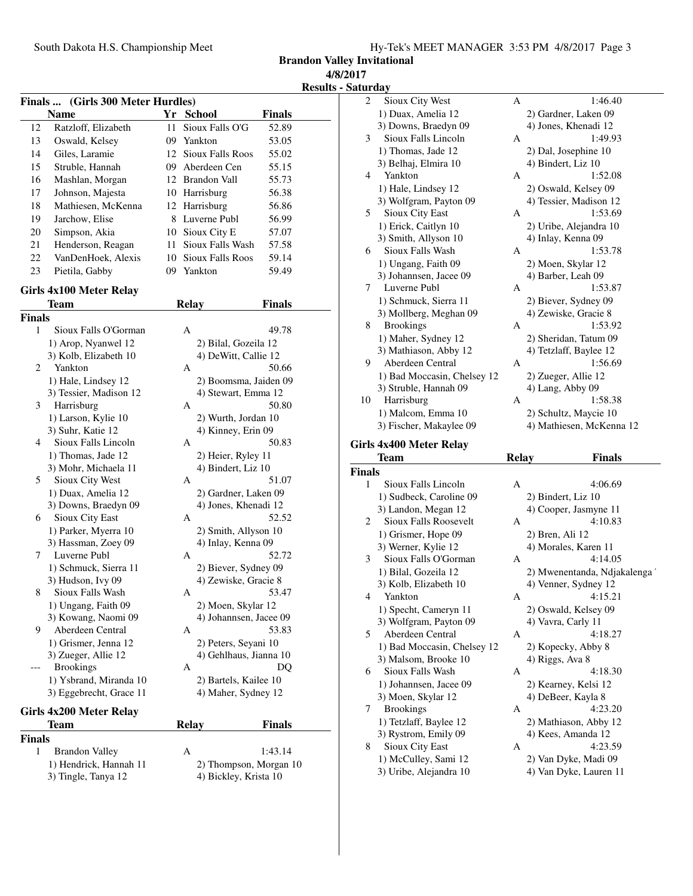## Brandon Valley Invitational

**4/8/2017**

**Results - Saturday**

### Finals ... (Girls 300 Meter Hurdles)

| | Name | Yr | School | Finals |
|---|---|---|---|---|
| 12 | Ratzloff, Elizabeth | 11 | Sioux Falls O'G | 52.89 |
| 13 | Oswald, Kelsey | 09 | Yankton | 53.05 |
| 14 | Giles, Laramie | 12 | Sioux Falls Roos | 55.02 |
| 15 | Struble, Hannah | 09 | Aberdeen Cen | 55.15 |
| 16 | Mashlan, Morgan | 12 | Brandon Vall | 55.73 |
| 17 | Johnson, Majesta | 10 | Harrisburg | 56.38 |
| 18 | Mathiesen, McKenna | 12 | Harrisburg | 56.86 |
| 19 | Jarchow, Elise | 8 | Luverne Publ | 56.99 |
| 20 | Simpson, Akia | 10 | Sioux City E | 57.07 |
| 21 | Henderson, Reagan | 11 | Sioux Falls Wash | 57.58 |
| 22 | VanDenHoek, Alexis | 10 | Sioux Falls Roos | 59.14 |
| 23 | Pietila, Gabby | 09 | Yankton | 59.49 |

### Girls 4x100 Meter Relay

| | Team | Relay | Finals |
|---|---|---|---|
| **Finals** | | | |
| 1 | Sioux Falls O'Gorman | A | 49.78 |
| | 1) Arop, Nyanwel 12 | 2) Bilal, Gozeila 12 | |
| | 3) Kolb, Elizabeth 10 | 4) DeWitt, Callie 12 | |
| 2 | Yankton | A | 50.66 |
| | 1) Hale, Lindsey 12 | 2) Boomsma, Jaiden 09 | |
| | 3) Tessier, Madison 12 | 4) Stewart, Emma 12 | |
| 3 | Harrisburg | A | 50.80 |
| | 1) Larson, Kylie 10 | 2) Wurth, Jordan 10 | |
| | 3) Suhr, Katie 12 | 4) Kinney, Erin 09 | |
| 4 | Sioux Falls Lincoln | A | 50.83 |
| | 1) Thomas, Jade 12 | 2) Heier, Ryley 11 | |
| | 3) Mohr, Michaela 11 | 4) Bindert, Liz 10 | |
| 5 | Sioux City West | A | 51.07 |
| | 1) Duax, Amelia 12 | 2) Gardner, Laken 09 | |
| | 3) Downs, Braedyn 09 | 4) Jones, Khenadi 12 | |
| 6 | Sioux City East | A | 52.52 |
| | 1) Parker, Myerra 10 | 2) Smith, Allyson 10 | |
| | 3) Hassman, Zoey 09 | 4) Inlay, Kenna 09 | |
| 7 | Luverne Publ | A | 52.72 |
| | 1) Schmuck, Sierra 11 | 2) Biever, Sydney 09 | |
| | 3) Hudson, Ivy 09 | 4) Zewiske, Gracie 8 | |
| 8 | Sioux Falls Wash | A | 53.47 |
| | 1) Ungang, Faith 09 | 2) Moen, Skylar 12 | |
| | 3) Kowang, Naomi 09 | 4) Johannsen, Jacee 09 | |
| 9 | Aberdeen Central | A | 53.83 |
| | 1) Grismer, Jenna 12 | 2) Peters, Seyani 10 | |
| | 3) Zueger, Allie 12 | 4) Gehlhaus, Jianna 10 | |
| --- | Brookings | A | DQ |
| | 1) Ysbrand, Miranda 10 | 2) Bartels, Kailee 10 | |
| | 3) Eggebrecht, Grace 11 | 4) Maher, Sydney 12 | |

### Girls 4x200 Meter Relay

| | Team | Relay | Finals |
|---|---|---|---|
| **Finals** | | | |
| 1 | Brandon Valley | A | 1:43.14 |
| | 1) Hendrick, Hannah 11 | 2) Thompson, Morgan 10 | |
| | 3) Tingle, Tanya 12 | 4) Bickley, Krista 10 | |
| 2 | Sioux City West | A | 1:46.40 |
| | 1) Duax, Amelia 12 | 2) Gardner, Laken 09 | |
| | 3) Downs, Braedyn 09 | 4) Jones, Khenadi 12 | |
| 3 | Sioux Falls Lincoln | A | 1:49.93 |
| | 1) Thomas, Jade 12 | 2) Dal, Josephine 10 | |
| | 3) Belhaj, Elmira 10 | 4) Bindert, Liz 10 | |
| 4 | Yankton | A | 1:52.08 |
| | 1) Hale, Lindsey 12 | 2) Oswald, Kelsey 09 | |
| | 3) Wolfgram, Payton 09 | 4) Tessier, Madison 12 | |
| 5 | Sioux City East | A | 1:53.69 |
| | 1) Erick, Caitlyn 10 | 2) Uribe, Alejandra 10 | |
| | 3) Smith, Allyson 10 | 4) Inlay, Kenna 09 | |
| 6 | Sioux Falls Wash | A | 1:53.78 |
| | 1) Ungang, Faith 09 | 2) Moen, Skylar 12 | |
| | 3) Johannsen, Jacee 09 | 4) Barber, Leah 09 | |
| 7 | Luverne Publ | A | 1:53.87 |
| | 1) Schmuck, Sierra 11 | 2) Biever, Sydney 09 | |
| | 3) Mollberg, Meghan 09 | 4) Zewiske, Gracie 8 | |
| 8 | Brookings | A | 1:53.92 |
| | 1) Maher, Sydney 12 | 2) Sheridan, Tatum 09 | |
| | 3) Mathiason, Abby 12 | 4) Tetzlaff, Baylee 12 | |
| 9 | Aberdeen Central | A | 1:56.69 |
| | 1) Bad Moccasin, Chelsey 12 | 2) Zueger, Allie 12 | |
| | 3) Struble, Hannah 09 | 4) Lang, Abby 09 | |
| 10 | Harrisburg | A | 1:58.38 |
| | 1) Malcom, Emma 10 | 2) Schultz, Maycie 10 | |
| | 3) Fischer, Makaylee 09 | 4) Mathiesen, McKenna 12 | |

### Girls 4x400 Meter Relay

| | Team | Relay | Finals |
|---|---|---|---|
| **Finals** | | | |
| 1 | Sioux Falls Lincoln | A | 4:06.69 |
| | 1) Sudbeck, Caroline 09 | 2) Bindert, Liz 10 | |
| | 3) Landon, Megan 12 | 4) Cooper, Jasmyne 11 | |
| 2 | Sioux Falls Roosevelt | A | 4:10.83 |
| | 1) Grismer, Hope 09 | 2) Bren, Ali 12 | |
| | 3) Werner, Kylie 12 | 4) Morales, Karen 11 | |
| 3 | Sioux Falls O'Gorman | A | 4:14.05 |
| | 1) Bilal, Gozeila 12 | 2) Mwenentanda, Ndjakalenga | |
| | 3) Kolb, Elizabeth 10 | 4) Venner, Sydney 12 | |
| 4 | Yankton | A | 4:15.21 |
| | 1) Specht, Cameryn 11 | 2) Oswald, Kelsey 09 | |
| | 3) Wolfgram, Payton 09 | 4) Vavra, Carly 11 | |
| 5 | Aberdeen Central | A | 4:18.27 |
| | 1) Bad Moccasin, Chelsey 12 | 2) Kopecky, Abby 8 | |
| | 3) Malsom, Brooke 10 | 4) Riggs, Ava 8 | |
| 6 | Sioux Falls Wash | A | 4:18.30 |
| | 1) Johannsen, Jacee 09 | 2) Kearney, Kelsi 12 | |
| | 3) Moen, Skylar 12 | 4) DeBeer, Kayla 8 | |
| 7 | Brookings | A | 4:23.20 |
| | 1) Tetzlaff, Baylee 12 | 2) Mathiason, Abby 12 | |
| | 3) Rystrom, Emily 09 | 4) Kees, Amanda 12 | |
| 8 | Sioux City East | A | 4:23.59 |
| | 1) McCulley, Sami 12 | 2) Van Dyke, Madi 09 | |
| | 3) Uribe, Alejandra 10 | 4) Van Dyke, Lauren 11 | |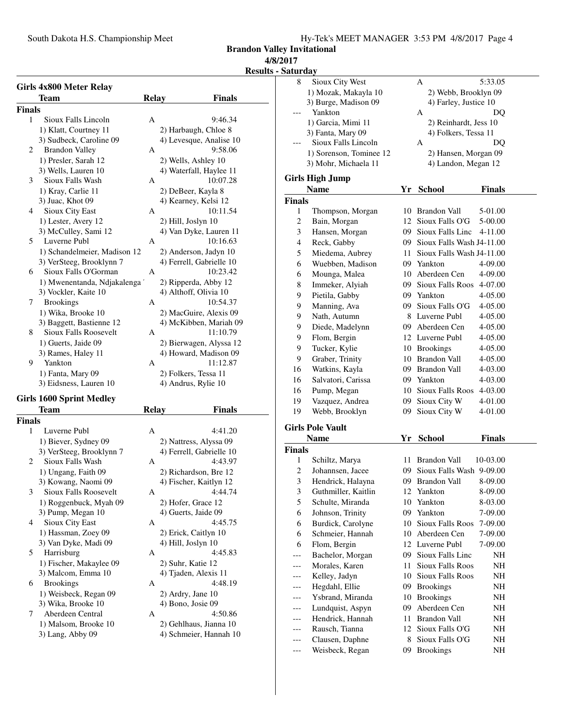**Brandon Valley Invitational**

**4/8/2017**

**Results - Saturday**

### Girls 4x800 Meter Relay

| | Team | Relay | Finals |
|---|---|---|---|
| **Finals** | | | |
| 1 | Sioux Falls Lincoln | A | 9:46.34 |
| | 1) Klatt, Courtney 11 | 2) Harbaugh, Chloe 8 | |
| | 3) Sudbeck, Caroline 09 | 4) Levesque, Analise 10 | |
| 2 | Brandon Valley | A | 9:58.06 |
| | 1) Presler, Sarah 12 | 2) Wells, Ashley 10 | |
| | 3) Wells, Lauren 10 | 4) Waterfall, Haylee 11 | |
| 3 | Sioux Falls Wash | A | 10:07.28 |
| | 1) Kray, Carlie 11 | 2) DeBeer, Kayla 8 | |
| | 3) Juac, Khot 09 | 4) Kearney, Kelsi 12 | |
| 4 | Sioux City East | A | 10:11.54 |
| | 1) Lester, Avery 12 | 2) Hill, Joslyn 10 | |
| | 3) McCulley, Sami 12 | 4) Van Dyke, Lauren 11 | |
| 5 | Luverne Publ | A | 10:16.63 |
| | 1) Schandelmeier, Madison 12 | 2) Anderson, Jadyn 10 | |
| | 3) VerSteeg, Brooklynn 7 | 4) Ferrell, Gabrielle 10 | |
| 6 | Sioux Falls O'Gorman | A | 10:23.42 |
| | 1) Mwenentanda, Ndjakalenga | 2) Ripperda, Abby 12 | |
| | 3) Vockler, Kaite 10 | 4) Althoff, Olivia 10 | |
| 7 | Brookings | A | 10:54.37 |
| | 1) Wika, Brooke 10 | 2) MacGuire, Alexis 09 | |
| | 3) Baggett, Bastienne 12 | 4) McKibben, Mariah 09 | |
| 8 | Sioux Falls Roosevelt | A | 11:10.79 |
| | 1) Guerts, Jaide 09 | 2) Bierwagen, Alyssa 12 | |
| | 3) Rames, Haley 11 | 4) Howard, Madison 09 | |
| 9 | Yankton | A | 11:12.87 |
| | 1) Fanta, Mary 09 | 2) Folkers, Tessa 11 | |
| | 3) Eidsness, Lauren 10 | 4) Andrus, Rylie 10 | |

### Girls 1600 Sprint Medley

| | Team | Relay | Finals |
|---|---|---|---|
| **Finals** | | | |
| 1 | Luverne Publ | A | 4:41.20 |
| | 1) Biever, Sydney 09 | 2) Nattress, Alyssa 09 | |
| | 3) VerSteeg, Brooklynn 7 | 4) Ferrell, Gabrielle 10 | |
| 2 | Sioux Falls Wash | A | 4:43.97 |
| | 1) Ungang, Faith 09 | 2) Richardson, Bre 12 | |
| | 3) Kowang, Naomi 09 | 4) Fischer, Kaitlyn 12 | |
| 3 | Sioux Falls Roosevelt | A | 4:44.74 |
| | 1) Roggenbuck, Myah 09 | 2) Hofer, Grace 12 | |
| | 3) Pump, Megan 10 | 4) Guerts, Jaide 09 | |
| 4 | Sioux City East | A | 4:45.75 |
| | 1) Hassman, Zoey 09 | 2) Erick, Caitlyn 10 | |
| | 3) Van Dyke, Madi 09 | 4) Hill, Joslyn 10 | |
| 5 | Harrisburg | A | 4:45.83 |
| | 1) Fischer, Makaylee 09 | 2) Suhr, Katie 12 | |
| | 3) Malcom, Emma 10 | 4) Tjaden, Alexis 11 | |
| 6 | Brookings | A | 4:48.19 |
| | 1) Weisbeck, Regan 09 | 2) Ardry, Jane 10 | |
| | 3) Wika, Brooke 10 | 4) Bono, Josie 09 | |
| 7 | Aberdeen Central | A | 4:50.86 |
| | 1) Malsom, Brooke 10 | 2) Gehlhaus, Jianna 10 | |
| | 3) Lang, Abby 09 | 4) Schmeier, Hannah 10 | |
| 8 | Sioux City West | A | 5:33.05 |
| | 1) Mozak, Makayla 10 | 2) Webb, Brooklyn 09 | |
| | 3) Burge, Madison 09 | 4) Farley, Justice 10 | |
| --- | Yankton | A | DQ |
| | 1) Garcia, Mimi 11 | 2) Reinhardt, Jess 10 | |
| | 3) Fanta, Mary 09 | 4) Folkers, Tessa 11 | |
| --- | Sioux Falls Lincoln | A | DQ |
| | 1) Sorenson, Tominee 12 | 2) Hansen, Morgan 09 | |
| | 3) Mohr, Michaela 11 | 4) Landon, Megan 12 | |

### Girls High Jump

| | Name | Yr | School | Finals |
|---|---|---|---|---|
| **Finals** | | | | |
| 1 | Thompson, Morgan | 10 | Brandon Vall | 5-01.00 |
| 2 | Bain, Morgan | 12 | Sioux Falls O'G | 5-00.00 |
| 3 | Hansen, Morgan | 09 | Sioux Falls Linc | 4-11.00 |
| 4 | Reck, Gabby | 09 | Sioux Falls Wash | J4-11.00 |
| 5 | Miedema, Aubrey | 11 | Sioux Falls Wash | J4-11.00 |
| 6 | Wuebben, Madison | 09 | Yankton | 4-09.00 |
| 6 | Mounga, Malea | 10 | Aberdeen Cen | 4-09.00 |
| 8 | Immeker, Alyiah | 09 | Sioux Falls Roos | 4-07.00 |
| 9 | Pietila, Gabby | 09 | Yankton | 4-05.00 |
| 9 | Manning, Ava | 09 | Sioux Falls O'G | 4-05.00 |
| 9 | Nath, Autumn | 8 | Luverne Publ | 4-05.00 |
| 9 | Diede, Madelynn | 09 | Aberdeen Cen | 4-05.00 |
| 9 | Flom, Bergin | 12 | Luverne Publ | 4-05.00 |
| 9 | Tucker, Kylie | 10 | Brookings | 4-05.00 |
| 9 | Graber, Trinity | 10 | Brandon Vall | 4-05.00 |
| 16 | Watkins, Kayla | 09 | Brandon Vall | 4-03.00 |
| 16 | Salvatori, Carissa | 09 | Yankton | 4-03.00 |
| 16 | Pump, Megan | 10 | Sioux Falls Roos | 4-03.00 |
| 19 | Vazquez, Andrea | 09 | Sioux City W | 4-01.00 |
| 19 | Webb, Brooklyn | 09 | Sioux City W | 4-01.00 |

### Girls Pole Vault

| | Name | Yr | School | Finals |
|---|---|---|---|---|
| **Finals** | | | | |
| 1 | Schiltz, Marya | 11 | Brandon Vall | 10-03.00 |
| 2 | Johannsen, Jacee | 09 | Sioux Falls Wash | 9-09.00 |
| 3 | Hendrick, Halayna | 09 | Brandon Vall | 8-09.00 |
| 3 | Guthmiller, Kaitlin | 12 | Yankton | 8-09.00 |
| 5 | Schulte, Miranda | 10 | Yankton | 8-03.00 |
| 6 | Johnson, Trinity | 09 | Yankton | 7-09.00 |
| 6 | Burdick, Carolyne | 10 | Sioux Falls Roos | 7-09.00 |
| 6 | Schmeier, Hannah | 10 | Aberdeen Cen | 7-09.00 |
| 6 | Flom, Bergin | 12 | Luverne Publ | 7-09.00 |
| --- | Bachelor, Morgan | 09 | Sioux Falls Linc | NH |
| --- | Morales, Karen | 11 | Sioux Falls Roos | NH |
| --- | Kelley, Jadyn | 10 | Sioux Falls Roos | NH |
| --- | Hegdahl, Ellie | 09 | Brookings | NH |
| --- | Ysbrand, Miranda | 10 | Brookings | NH |
| --- | Lundquist, Aspyn | 09 | Aberdeen Cen | NH |
| --- | Hendrick, Hannah | 11 | Brandon Vall | NH |
| --- | Rausch, Tianna | 12 | Sioux Falls O'G | NH |
| --- | Clausen, Daphne | 8 | Sioux Falls O'G | NH |
| --- | Weisbeck, Regan | 09 | Brookings | NH |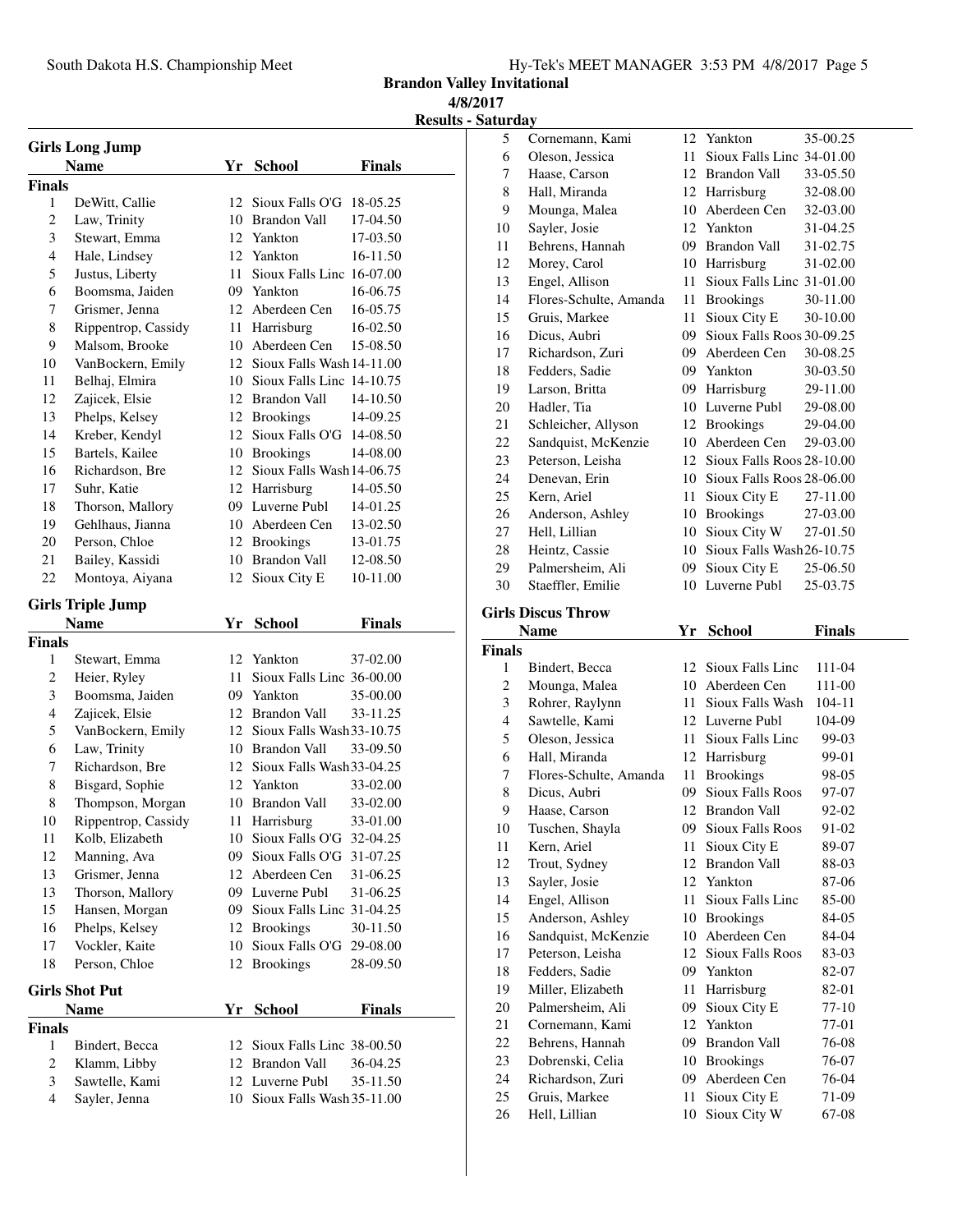**Brandon Valley Invitational**
**4/8/2017**
**Results - Saturday**

## Girls Long Jump

| | Name | Yr | School | Finals |
|---|---|---|---|---|
| **Finals** | | | | |
| 1 | DeWitt, Callie | 12 | Sioux Falls O'G | 18-05.25 |
| 2 | Law, Trinity | 10 | Brandon Vall | 17-04.50 |
| 3 | Stewart, Emma | 12 | Yankton | 17-03.50 |
| 4 | Hale, Lindsey | 12 | Yankton | 16-11.50 |
| 5 | Justus, Liberty | 11 | Sioux Falls Linc | 16-07.00 |
| 6 | Boomsma, Jaiden | 09 | Yankton | 16-06.75 |
| 7 | Grismer, Jenna | 12 | Aberdeen Cen | 16-05.75 |
| 8 | Rippentrop, Cassidy | 11 | Harrisburg | 16-02.50 |
| 9 | Malsom, Brooke | 10 | Aberdeen Cen | 15-08.50 |
| 10 | VanBockern, Emily | 12 | Sioux Falls Wash | 14-11.00 |
| 11 | Belhaj, Elmira | 10 | Sioux Falls Linc | 14-10.75 |
| 12 | Zajicek, Elsie | 12 | Brandon Vall | 14-10.50 |
| 13 | Phelps, Kelsey | 12 | Brookings | 14-09.25 |
| 14 | Kreber, Kendyl | 12 | Sioux Falls O'G | 14-08.50 |
| 15 | Bartels, Kailee | 10 | Brookings | 14-08.00 |
| 16 | Richardson, Bre | 12 | Sioux Falls Wash | 14-06.75 |
| 17 | Suhr, Katie | 12 | Harrisburg | 14-05.50 |
| 18 | Thorson, Mallory | 09 | Luverne Publ | 14-01.25 |
| 19 | Gehlhaus, Jianna | 10 | Aberdeen Cen | 13-02.50 |
| 20 | Person, Chloe | 12 | Brookings | 13-01.75 |
| 21 | Bailey, Kassidi | 10 | Brandon Vall | 12-08.50 |
| 22 | Montoya, Aiyana | 12 | Sioux City E | 10-11.00 |

## Girls Triple Jump

| | Name | Yr | School | Finals |
|---|---|---|---|---|
| **Finals** | | | | |
| 1 | Stewart, Emma | 12 | Yankton | 37-02.00 |
| 2 | Heier, Ryley | 11 | Sioux Falls Linc | 36-00.00 |
| 3 | Boomsma, Jaiden | 09 | Yankton | 35-00.00 |
| 4 | Zajicek, Elsie | 12 | Brandon Vall | 33-11.25 |
| 5 | VanBockern, Emily | 12 | Sioux Falls Wash | 33-10.75 |
| 6 | Law, Trinity | 10 | Brandon Vall | 33-09.50 |
| 7 | Richardson, Bre | 12 | Sioux Falls Wash | 33-04.25 |
| 8 | Bisgard, Sophie | 12 | Yankton | 33-02.00 |
| 8 | Thompson, Morgan | 10 | Brandon Vall | 33-02.00 |
| 10 | Rippentrop, Cassidy | 11 | Harrisburg | 33-01.00 |
| 11 | Kolb, Elizabeth | 10 | Sioux Falls O'G | 32-04.25 |
| 12 | Manning, Ava | 09 | Sioux Falls O'G | 31-07.25 |
| 13 | Grismer, Jenna | 12 | Aberdeen Cen | 31-06.25 |
| 13 | Thorson, Mallory | 09 | Luverne Publ | 31-06.25 |
| 15 | Hansen, Morgan | 09 | Sioux Falls Linc | 31-04.25 |
| 16 | Phelps, Kelsey | 12 | Brookings | 30-11.50 |
| 17 | Vockler, Kaite | 10 | Sioux Falls O'G | 29-08.00 |
| 18 | Person, Chloe | 12 | Brookings | 28-09.50 |

## Girls Shot Put

| | Name | Yr | School | Finals |
|---|---|---|---|---|
| **Finals** | | | | |
| 1 | Bindert, Becca | 12 | Sioux Falls Linc | 38-00.50 |
| 2 | Klamm, Libby | 12 | Brandon Vall | 36-04.25 |
| 3 | Sawtelle, Kami | 12 | Luverne Publ | 35-11.50 |
| 4 | Sayler, Jenna | 10 | Sioux Falls Wash | 35-11.00 |
| 5 | Cornemann, Kami | 12 | Yankton | 35-00.25 |
| 6 | Oleson, Jessica | 11 | Sioux Falls Linc | 34-01.00 |
| 7 | Haase, Carson | 12 | Brandon Vall | 33-05.50 |
| 8 | Hall, Miranda | 12 | Harrisburg | 32-08.00 |
| 9 | Mounga, Malea | 10 | Aberdeen Cen | 32-03.00 |
| 10 | Sayler, Josie | 12 | Yankton | 31-04.25 |
| 11 | Behrens, Hannah | 09 | Brandon Vall | 31-02.75 |
| 12 | Morey, Carol | 10 | Harrisburg | 31-02.00 |
| 13 | Engel, Allison | 11 | Sioux Falls Linc | 31-01.00 |
| 14 | Flores-Schulte, Amanda | 11 | Brookings | 30-11.00 |
| 15 | Gruis, Markee | 11 | Sioux City E | 30-10.00 |
| 16 | Dicus, Aubri | 09 | Sioux Falls Roos | 30-09.25 |
| 17 | Richardson, Zuri | 09 | Aberdeen Cen | 30-08.25 |
| 18 | Fedders, Sadie | 09 | Yankton | 30-03.50 |
| 19 | Larson, Britta | 09 | Harrisburg | 29-11.00 |
| 20 | Hadler, Tia | 10 | Luverne Publ | 29-08.00 |
| 21 | Schleicher, Allyson | 12 | Brookings | 29-04.00 |
| 22 | Sandquist, McKenzie | 10 | Aberdeen Cen | 29-03.00 |
| 23 | Peterson, Leisha | 12 | Sioux Falls Roos | 28-10.00 |
| 24 | Denevan, Erin | 10 | Sioux Falls Roos | 28-06.00 |
| 25 | Kern, Ariel | 11 | Sioux City E | 27-11.00 |
| 26 | Anderson, Ashley | 10 | Brookings | 27-03.00 |
| 27 | Hell, Lillian | 10 | Sioux City W | 27-01.50 |
| 28 | Heintz, Cassie | 10 | Sioux Falls Wash | 26-10.75 |
| 29 | Palmersheim, Ali | 09 | Sioux City E | 25-06.50 |
| 30 | Staeffler, Emilie | 10 | Luverne Publ | 25-03.75 |

## Girls Discus Throw

| | Name | Yr | School | Finals |
|---|---|---|---|---|
| **Finals** | | | | |
| 1 | Bindert, Becca | 12 | Sioux Falls Linc | 111-04 |
| 2 | Mounga, Malea | 10 | Aberdeen Cen | 111-00 |
| 3 | Rohrer, Raylynn | 11 | Sioux Falls Wash | 104-11 |
| 4 | Sawtelle, Kami | 12 | Luverne Publ | 104-09 |
| 5 | Oleson, Jessica | 11 | Sioux Falls Linc | 99-03 |
| 6 | Hall, Miranda | 12 | Harrisburg | 99-01 |
| 7 | Flores-Schulte, Amanda | 11 | Brookings | 98-05 |
| 8 | Dicus, Aubri | 09 | Sioux Falls Roos | 97-07 |
| 9 | Haase, Carson | 12 | Brandon Vall | 92-02 |
| 10 | Tuschen, Shayla | 09 | Sioux Falls Roos | 91-02 |
| 11 | Kern, Ariel | 11 | Sioux City E | 89-07 |
| 12 | Trout, Sydney | 12 | Brandon Vall | 88-03 |
| 13 | Sayler, Josie | 12 | Yankton | 87-06 |
| 14 | Engel, Allison | 11 | Sioux Falls Linc | 85-00 |
| 15 | Anderson, Ashley | 10 | Brookings | 84-05 |
| 16 | Sandquist, McKenzie | 10 | Aberdeen Cen | 84-04 |
| 17 | Peterson, Leisha | 12 | Sioux Falls Roos | 83-03 |
| 18 | Fedders, Sadie | 09 | Yankton | 82-07 |
| 19 | Miller, Elizabeth | 11 | Harrisburg | 82-01 |
| 20 | Palmersheim, Ali | 09 | Sioux City E | 77-10 |
| 21 | Cornemann, Kami | 12 | Yankton | 77-01 |
| 22 | Behrens, Hannah | 09 | Brandon Vall | 76-08 |
| 23 | Dobrenski, Celia | 10 | Brookings | 76-07 |
| 24 | Richardson, Zuri | 09 | Aberdeen Cen | 76-04 |
| 25 | Gruis, Markee | 11 | Sioux City E | 71-09 |
| 26 | Hell, Lillian | 10 | Sioux City W | 67-08 |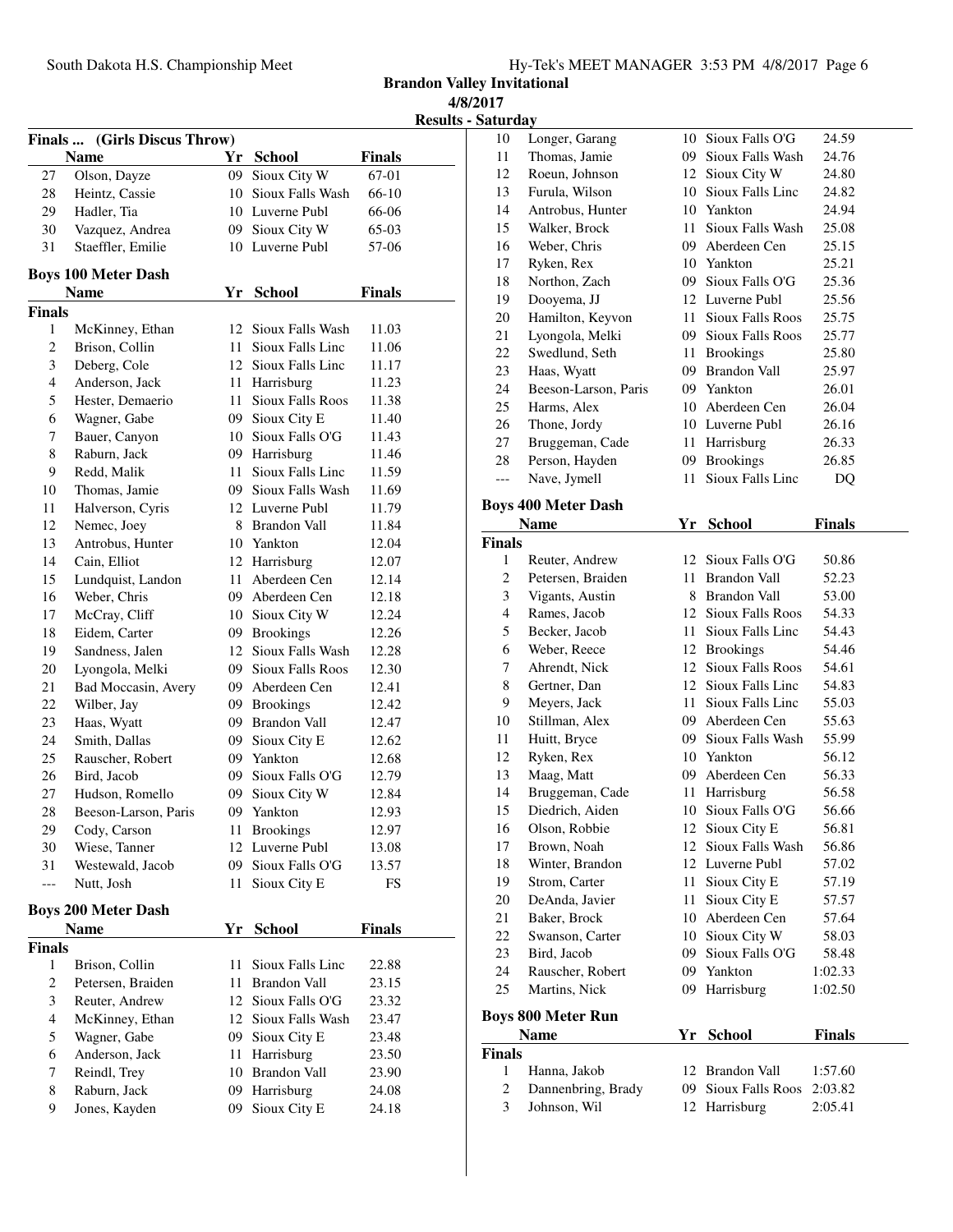**Brandon Valley Invitational**
**4/8/2017**
**Results - Saturday**

**Finals ... (Girls Discus Throw)**

| | Name | Yr | School | Finals |
|---|---|---|---|---|
| 27 | Olson, Dayze | 09 | Sioux City W | 67-01 |
| 28 | Heintz, Cassie | 10 | Sioux Falls Wash | 66-10 |
| 29 | Hadler, Tia | 10 | Luverne Publ | 66-06 |
| 30 | Vazquez, Andrea | 09 | Sioux City W | 65-03 |
| 31 | Staeffler, Emilie | 10 | Luverne Publ | 57-06 |

**Boys 100 Meter Dash**

| | Name | Yr | School | Finals |
|---|---|---|---|---|
| **Finals** | | | | |
| 1 | McKinney, Ethan | 12 | Sioux Falls Wash | 11.03 |
| 2 | Brison, Collin | 11 | Sioux Falls Linc | 11.06 |
| 3 | Deberg, Cole | 12 | Sioux Falls Linc | 11.17 |
| 4 | Anderson, Jack | 11 | Harrisburg | 11.23 |
| 5 | Hester, Demaerio | 11 | Sioux Falls Roos | 11.38 |
| 6 | Wagner, Gabe | 09 | Sioux City E | 11.40 |
| 7 | Bauer, Canyon | 10 | Sioux Falls O'G | 11.43 |
| 8 | Raburn, Jack | 09 | Harrisburg | 11.46 |
| 9 | Redd, Malik | 11 | Sioux Falls Linc | 11.59 |
| 10 | Thomas, Jamie | 09 | Sioux Falls Wash | 11.69 |
| 11 | Halverson, Cyris | 12 | Luverne Publ | 11.79 |
| 12 | Nemec, Joey | 8 | Brandon Vall | 11.84 |
| 13 | Antrobus, Hunter | 10 | Yankton | 12.04 |
| 14 | Cain, Elliot | 12 | Harrisburg | 12.07 |
| 15 | Lundquist, Landon | 11 | Aberdeen Cen | 12.14 |
| 16 | Weber, Chris | 09 | Aberdeen Cen | 12.18 |
| 17 | McCray, Cliff | 10 | Sioux City W | 12.24 |
| 18 | Eidem, Carter | 09 | Brookings | 12.26 |
| 19 | Sandness, Jalen | 12 | Sioux Falls Wash | 12.28 |
| 20 | Lyongola, Melki | 09 | Sioux Falls Roos | 12.30 |
| 21 | Bad Moccasin, Avery | 09 | Aberdeen Cen | 12.41 |
| 22 | Wilber, Jay | 09 | Brookings | 12.42 |
| 23 | Haas, Wyatt | 09 | Brandon Vall | 12.47 |
| 24 | Smith, Dallas | 09 | Sioux City E | 12.62 |
| 25 | Rauscher, Robert | 09 | Yankton | 12.68 |
| 26 | Bird, Jacob | 09 | Sioux Falls O'G | 12.79 |
| 27 | Hudson, Romello | 09 | Sioux City W | 12.84 |
| 28 | Beeson-Larson, Paris | 09 | Yankton | 12.93 |
| 29 | Cody, Carson | 11 | Brookings | 12.97 |
| 30 | Wiese, Tanner | 12 | Luverne Publ | 13.08 |
| 31 | Westewald, Jacob | 09 | Sioux Falls O'G | 13.57 |
| --- | Nutt, Josh | 11 | Sioux City E | FS |

**Boys 200 Meter Dash**

| | Name | Yr | School | Finals |
|---|---|---|---|---|
| **Finals** | | | | |
| 1 | Brison, Collin | 11 | Sioux Falls Linc | 22.88 |
| 2 | Petersen, Braiden | 11 | Brandon Vall | 23.15 |
| 3 | Reuter, Andrew | 12 | Sioux Falls O'G | 23.32 |
| 4 | McKinney, Ethan | 12 | Sioux Falls Wash | 23.47 |
| 5 | Wagner, Gabe | 09 | Sioux City E | 23.48 |
| 6 | Anderson, Jack | 11 | Harrisburg | 23.50 |
| 7 | Reindl, Trey | 10 | Brandon Vall | 23.90 |
| 8 | Raburn, Jack | 09 | Harrisburg | 24.08 |
| 9 | Jones, Kayden | 09 | Sioux City E | 24.18 |
| 10 | Longer, Garang | 10 | Sioux Falls O'G | 24.59 |
| 11 | Thomas, Jamie | 09 | Sioux Falls Wash | 24.76 |
| 12 | Roeun, Johnson | 12 | Sioux City W | 24.80 |
| 13 | Furula, Wilson | 10 | Sioux Falls Linc | 24.82 |
| 14 | Antrobus, Hunter | 10 | Yankton | 24.94 |
| 15 | Walker, Brock | 11 | Sioux Falls Wash | 25.08 |
| 16 | Weber, Chris | 09 | Aberdeen Cen | 25.15 |
| 17 | Ryken, Rex | 10 | Yankton | 25.21 |
| 18 | Northon, Zach | 09 | Sioux Falls O'G | 25.36 |
| 19 | Dooyema, JJ | 12 | Luverne Publ | 25.56 |
| 20 | Hamilton, Keyvon | 11 | Sioux Falls Roos | 25.75 |
| 21 | Lyongola, Melki | 09 | Sioux Falls Roos | 25.77 |
| 22 | Swedlund, Seth | 11 | Brookings | 25.80 |
| 23 | Haas, Wyatt | 09 | Brandon Vall | 25.97 |
| 24 | Beeson-Larson, Paris | 09 | Yankton | 26.01 |
| 25 | Harms, Alex | 10 | Aberdeen Cen | 26.04 |
| 26 | Thone, Jordy | 10 | Luverne Publ | 26.16 |
| 27 | Bruggeman, Cade | 11 | Harrisburg | 26.33 |
| 28 | Person, Hayden | 09 | Brookings | 26.85 |
| --- | Nave, Jymell | 11 | Sioux Falls Linc | DQ |

**Boys 400 Meter Dash**

| | Name | Yr | School | Finals |
|---|---|---|---|---|
| **Finals** | | | | |
| 1 | Reuter, Andrew | 12 | Sioux Falls O'G | 50.86 |
| 2 | Petersen, Braiden | 11 | Brandon Vall | 52.23 |
| 3 | Vigants, Austin | 8 | Brandon Vall | 53.00 |
| 4 | Rames, Jacob | 12 | Sioux Falls Roos | 54.33 |
| 5 | Becker, Jacob | 11 | Sioux Falls Linc | 54.43 |
| 6 | Weber, Reece | 12 | Brookings | 54.46 |
| 7 | Ahrendt, Nick | 12 | Sioux Falls Roos | 54.61 |
| 8 | Gertner, Dan | 12 | Sioux Falls Linc | 54.83 |
| 9 | Meyers, Jack | 11 | Sioux Falls Linc | 55.03 |
| 10 | Stillman, Alex | 09 | Aberdeen Cen | 55.63 |
| 11 | Huitt, Bryce | 09 | Sioux Falls Wash | 55.99 |
| 12 | Ryken, Rex | 10 | Yankton | 56.12 |
| 13 | Maag, Matt | 09 | Aberdeen Cen | 56.33 |
| 14 | Bruggeman, Cade | 11 | Harrisburg | 56.58 |
| 15 | Diedrich, Aiden | 10 | Sioux Falls O'G | 56.66 |
| 16 | Olson, Robbie | 12 | Sioux City E | 56.81 |
| 17 | Brown, Noah | 12 | Sioux Falls Wash | 56.86 |
| 18 | Winter, Brandon | 12 | Luverne Publ | 57.02 |
| 19 | Strom, Carter | 11 | Sioux City E | 57.19 |
| 20 | DeAnda, Javier | 11 | Sioux City E | 57.57 |
| 21 | Baker, Brock | 10 | Aberdeen Cen | 57.64 |
| 22 | Swanson, Carter | 10 | Sioux City W | 58.03 |
| 23 | Bird, Jacob | 09 | Sioux Falls O'G | 58.48 |
| 24 | Rauscher, Robert | 09 | Yankton | 1:02.33 |
| 25 | Martins, Nick | 09 | Harrisburg | 1:02.50 |

**Boys 800 Meter Run**

| | Name | Yr | School | Finals |
|---|---|---|---|---|
| **Finals** | | | | |
| 1 | Hanna, Jakob | 12 | Brandon Vall | 1:57.60 |
| 2 | Dannenbring, Brady | 09 | Sioux Falls Roos | 2:03.82 |
| 3 | Johnson, Wil | 12 | Harrisburg | 2:05.41 |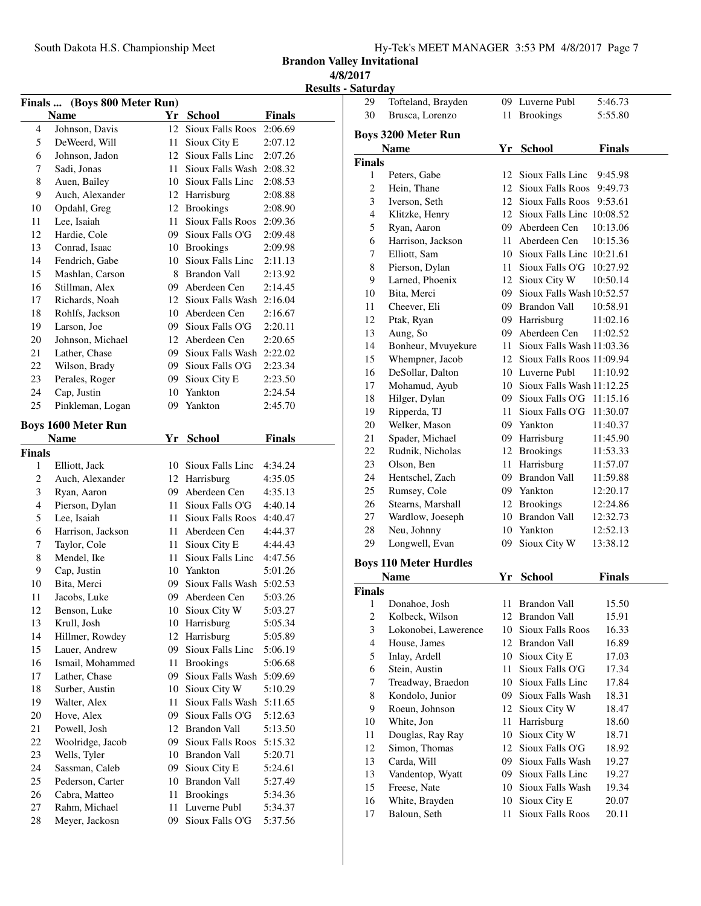# Brandon Valley Invitational

**4/8/2017**

**Results - Saturday**

## Finals ... (Boys 800 Meter Run)

| | Name | Yr | School | Finals |
|---|---|---|---|---|
| 4 | Johnson, Davis | 12 | Sioux Falls Roos | 2:06.69 |
| 5 | DeWeerd, Will | 11 | Sioux City E | 2:07.12 |
| 6 | Johnson, Jadon | 12 | Sioux Falls Linc | 2:07.26 |
| 7 | Sadi, Jonas | 11 | Sioux Falls Wash | 2:08.32 |
| 8 | Auen, Bailey | 10 | Sioux Falls Linc | 2:08.53 |
| 9 | Auch, Alexander | 12 | Harrisburg | 2:08.88 |
| 10 | Opdahl, Greg | 12 | Brookings | 2:08.90 |
| 11 | Lee, Isaiah | 11 | Sioux Falls Roos | 2:09.36 |
| 12 | Hardie, Cole | 09 | Sioux Falls O'G | 2:09.48 |
| 13 | Conrad, Isaac | 10 | Brookings | 2:09.98 |
| 14 | Fendrich, Gabe | 10 | Sioux Falls Linc | 2:11.13 |
| 15 | Mashlan, Carson | 8 | Brandon Vall | 2:13.92 |
| 16 | Stillman, Alex | 09 | Aberdeen Cen | 2:14.45 |
| 17 | Richards, Noah | 12 | Sioux Falls Wash | 2:16.04 |
| 18 | Rohlfs, Jackson | 10 | Aberdeen Cen | 2:16.67 |
| 19 | Larson, Joe | 09 | Sioux Falls O'G | 2:20.11 |
| 20 | Johnson, Michael | 12 | Aberdeen Cen | 2:20.65 |
| 21 | Lather, Chase | 09 | Sioux Falls Wash | 2:22.02 |
| 22 | Wilson, Brady | 09 | Sioux Falls O'G | 2:23.34 |
| 23 | Perales, Roger | 09 | Sioux City E | 2:23.50 |
| 24 | Cap, Justin | 10 | Yankton | 2:24.54 |
| 25 | Pinkleman, Logan | 09 | Yankton | 2:45.70 |

## Boys 1600 Meter Run

| | Name | Yr | School | Finals |
|---|---|---|---|---|
| **Finals** | | | | |
| 1 | Elliott, Jack | 10 | Sioux Falls Linc | 4:34.24 |
| 2 | Auch, Alexander | 12 | Harrisburg | 4:35.05 |
| 3 | Ryan, Aaron | 09 | Aberdeen Cen | 4:35.13 |
| 4 | Pierson, Dylan | 11 | Sioux Falls O'G | 4:40.14 |
| 5 | Lee, Isaiah | 11 | Sioux Falls Roos | 4:40.47 |
| 6 | Harrison, Jackson | 11 | Aberdeen Cen | 4:44.37 |
| 7 | Taylor, Cole | 11 | Sioux City E | 4:44.43 |
| 8 | Mendel, Ike | 11 | Sioux Falls Linc | 4:47.56 |
| 9 | Cap, Justin | 10 | Yankton | 5:01.26 |
| 10 | Bita, Merci | 09 | Sioux Falls Wash | 5:02.53 |
| 11 | Jacobs, Luke | 09 | Aberdeen Cen | 5:03.26 |
| 12 | Benson, Luke | 10 | Sioux City W | 5:03.27 |
| 13 | Krull, Josh | 10 | Harrisburg | 5:05.34 |
| 14 | Hillmer, Rowdey | 12 | Harrisburg | 5:05.89 |
| 15 | Lauer, Andrew | 09 | Sioux Falls Linc | 5:06.19 |
| 16 | Ismail, Mohammed | 11 | Brookings | 5:06.68 |
| 17 | Lather, Chase | 09 | Sioux Falls Wash | 5:09.69 |
| 18 | Surber, Austin | 10 | Sioux City W | 5:10.29 |
| 19 | Walter, Alex | 11 | Sioux Falls Wash | 5:11.65 |
| 20 | Hove, Alex | 09 | Sioux Falls O'G | 5:12.63 |
| 21 | Powell, Josh | 12 | Brandon Vall | 5:13.50 |
| 22 | Woolridge, Jacob | 09 | Sioux Falls Roos | 5:15.32 |
| 23 | Wells, Tyler | 10 | Brandon Vall | 5:20.71 |
| 24 | Sassman, Caleb | 09 | Sioux City E | 5:24.61 |
| 25 | Pederson, Carter | 10 | Brandon Vall | 5:27.49 |
| 26 | Cabra, Matteo | 11 | Brookings | 5:34.36 |
| 27 | Rahm, Michael | 11 | Luverne Publ | 5:34.37 |
| 28 | Meyer, Jackosn | 09 | Sioux Falls O'G | 5:37.56 |
| 29 | Tofteland, Brayden | 09 | Luverne Publ | 5:46.73 |
| 30 | Brusca, Lorenzo | 11 | Brookings | 5:55.80 |

## Boys 3200 Meter Run

| | Name | Yr | School | Finals |
|---|---|---|---|---|
| **Finals** | | | | |
| 1 | Peters, Gabe | 12 | Sioux Falls Linc | 9:45.98 |
| 2 | Hein, Thane | 12 | Sioux Falls Roos | 9:49.73 |
| 3 | Iverson, Seth | 12 | Sioux Falls Roos | 9:53.61 |
| 4 | Klitzke, Henry | 12 | Sioux Falls Linc | 10:08.52 |
| 5 | Ryan, Aaron | 09 | Aberdeen Cen | 10:13.06 |
| 6 | Harrison, Jackson | 11 | Aberdeen Cen | 10:15.36 |
| 7 | Elliott, Sam | 10 | Sioux Falls Linc | 10:21.61 |
| 8 | Pierson, Dylan | 11 | Sioux Falls O'G | 10:27.92 |
| 9 | Larned, Phoenix | 12 | Sioux City W | 10:50.14 |
| 10 | Bita, Merci | 09 | Sioux Falls Wash | 10:52.57 |
| 11 | Cheever, Eli | 09 | Brandon Vall | 10:58.91 |
| 12 | Ptak, Ryan | 09 | Harrisburg | 11:02.16 |
| 13 | Aung, So | 09 | Aberdeen Cen | 11:02.52 |
| 14 | Bonheur, Mvuyekure | 11 | Sioux Falls Wash | 11:03.36 |
| 15 | Whempner, Jacob | 12 | Sioux Falls Roos | 11:09.94 |
| 16 | DeSollar, Dalton | 10 | Luverne Publ | 11:10.92 |
| 17 | Mohamud, Ayub | 10 | Sioux Falls Wash | 11:12.25 |
| 18 | Hilger, Dylan | 09 | Sioux Falls O'G | 11:15.16 |
| 19 | Ripperda, TJ | 11 | Sioux Falls O'G | 11:30.07 |
| 20 | Welker, Mason | 09 | Yankton | 11:40.37 |
| 21 | Spader, Michael | 09 | Harrisburg | 11:45.90 |
| 22 | Rudnik, Nicholas | 12 | Brookings | 11:53.33 |
| 23 | Olson, Ben | 11 | Harrisburg | 11:57.07 |
| 24 | Hentschel, Zach | 09 | Brandon Vall | 11:59.88 |
| 25 | Rumsey, Cole | 09 | Yankton | 12:20.17 |
| 26 | Stearns, Marshall | 12 | Brookings | 12:24.86 |
| 27 | Wardlow, Joeseph | 10 | Brandon Vall | 12:32.73 |
| 28 | Neu, Johnny | 10 | Yankton | 12:52.13 |
| 29 | Longwell, Evan | 09 | Sioux City W | 13:38.12 |

## Boys 110 Meter Hurdles

| | Name | Yr | School | Finals |
|---|---|---|---|---|
| **Finals** | | | | |
| 1 | Donahoe, Josh | 11 | Brandon Vall | 15.50 |
| 2 | Kolbeck, Wilson | 12 | Brandon Vall | 15.91 |
| 3 | Lokonobei, Lawerence | 10 | Sioux Falls Roos | 16.33 |
| 4 | House, James | 12 | Brandon Vall | 16.89 |
| 5 | Inlay, Ardell | 10 | Sioux City E | 17.03 |
| 6 | Stein, Austin | 11 | Sioux Falls O'G | 17.34 |
| 7 | Treadway, Braedon | 10 | Sioux Falls Linc | 17.84 |
| 8 | Kondolo, Junior | 09 | Sioux Falls Wash | 18.31 |
| 9 | Roeun, Johnson | 12 | Sioux City W | 18.47 |
| 10 | White, Jon | 11 | Harrisburg | 18.60 |
| 11 | Douglas, Ray Ray | 10 | Sioux City W | 18.71 |
| 12 | Simon, Thomas | 12 | Sioux Falls O'G | 18.92 |
| 13 | Carda, Will | 09 | Sioux Falls Wash | 19.27 |
| 13 | Vandentop, Wyatt | 09 | Sioux Falls Linc | 19.27 |
| 15 | Freese, Nate | 10 | Sioux Falls Wash | 19.34 |
| 16 | White, Brayden | 10 | Sioux City E | 20.07 |
| 17 | Baloun, Seth | 11 | Sioux Falls Roos | 20.11 |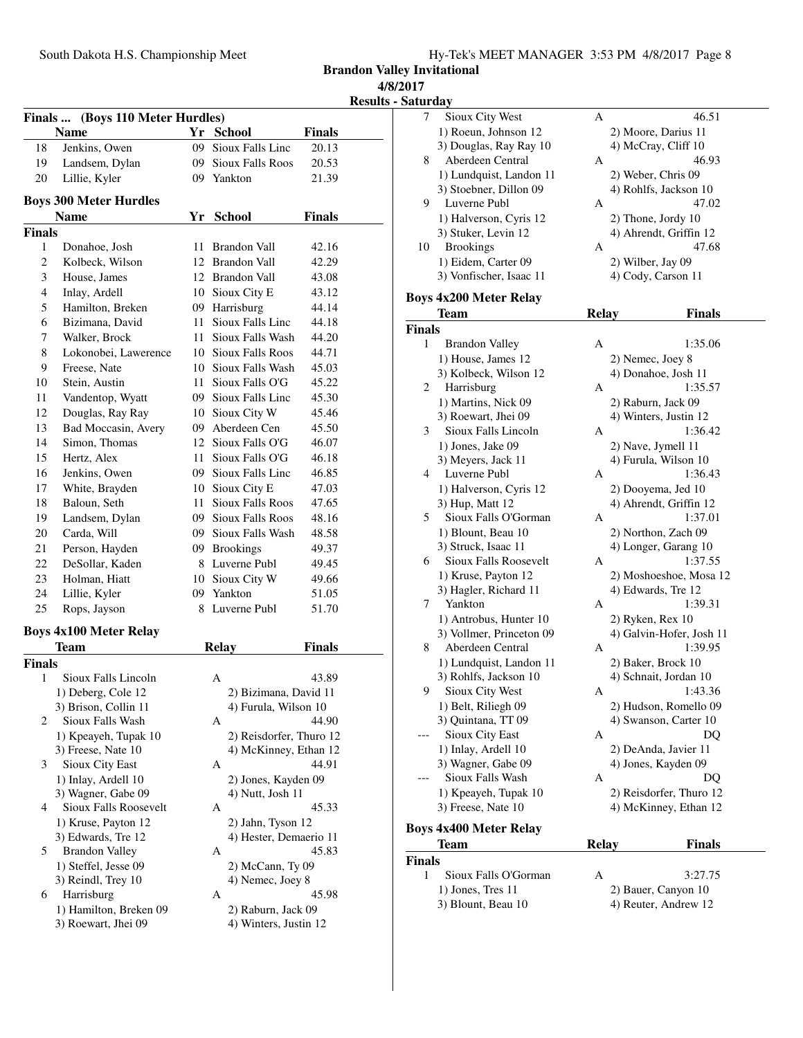**Brandon Valley Invitational**

**4/8/2017**

**Results - Saturday**

### Finals ... (Boys 110 Meter Hurdles)

| | Name | Yr | School | Finals |
|---|---|---|---|---|
| 18 | Jenkins, Owen | 09 | Sioux Falls Linc | 20.13 |
| 19 | Landsem, Dylan | 09 | Sioux Falls Roos | 20.53 |
| 20 | Lillie, Kyler | 09 | Yankton | 21.39 |

### Boys 300 Meter Hurdles

| | Name | Yr | School | Finals |
|---|---|---|---|---|
| **Finals** | | | | |
| 1 | Donahoe, Josh | 11 | Brandon Vall | 42.16 |
| 2 | Kolbeck, Wilson | 12 | Brandon Vall | 42.29 |
| 3 | House, James | 12 | Brandon Vall | 43.08 |
| 4 | Inlay, Ardell | 10 | Sioux City E | 43.12 |
| 5 | Hamilton, Breken | 09 | Harrisburg | 44.14 |
| 6 | Bizimana, David | 11 | Sioux Falls Linc | 44.18 |
| 7 | Walker, Brock | 11 | Sioux Falls Wash | 44.20 |
| 8 | Lokonobei, Lawerence | 10 | Sioux Falls Roos | 44.71 |
| 9 | Freese, Nate | 10 | Sioux Falls Wash | 45.03 |
| 10 | Stein, Austin | 11 | Sioux Falls O'G | 45.22 |
| 11 | Vandentop, Wyatt | 09 | Sioux Falls Linc | 45.30 |
| 12 | Douglas, Ray Ray | 10 | Sioux City W | 45.46 |
| 13 | Bad Moccasin, Avery | 09 | Aberdeen Cen | 45.50 |
| 14 | Simon, Thomas | 12 | Sioux Falls O'G | 46.07 |
| 15 | Hertz, Alex | 11 | Sioux Falls O'G | 46.18 |
| 16 | Jenkins, Owen | 09 | Sioux Falls Linc | 46.85 |
| 17 | White, Brayden | 10 | Sioux City E | 47.03 |
| 18 | Baloun, Seth | 11 | Sioux Falls Roos | 47.65 |
| 19 | Landsem, Dylan | 09 | Sioux Falls Roos | 48.16 |
| 20 | Carda, Will | 09 | Sioux Falls Wash | 48.58 |
| 21 | Person, Hayden | 09 | Brookings | 49.37 |
| 22 | DeSollar, Kaden | 8 | Luverne Publ | 49.45 |
| 23 | Holman, Hiatt | 10 | Sioux City W | 49.66 |
| 24 | Lillie, Kyler | 09 | Yankton | 51.05 |
| 25 | Rops, Jayson | 8 | Luverne Publ | 51.70 |

### Boys 4x100 Meter Relay

| | Team | Relay | Finals |
|---|---|---|---|
| **Finals** | | | |
| 1 | Sioux Falls Lincoln | A | 43.89 |
| | 1) Deberg, Cole 12 | 2) Bizimana, David 11 | |
| | 3) Brison, Collin 11 | 4) Furula, Wilson 10 | |
| 2 | Sioux Falls Wash | A | 44.90 |
| | 1) Kpeayeh, Tupak 10 | 2) Reisdorfer, Thuro 12 | |
| | 3) Freese, Nate 10 | 4) McKinney, Ethan 12 | |
| 3 | Sioux City East | A | 44.91 |
| | 1) Inlay, Ardell 10 | 2) Jones, Kayden 09 | |
| | 3) Wagner, Gabe 09 | 4) Nutt, Josh 11 | |
| 4 | Sioux Falls Roosevelt | A | 45.33 |
| | 1) Kruse, Payton 12 | 2) Jahn, Tyson 12 | |
| | 3) Edwards, Tre 12 | 4) Hester, Demaerio 11 | |
| 5 | Brandon Valley | A | 45.83 |
| | 1) Steffel, Jesse 09 | 2) McCann, Ty 09 | |
| | 3) Reindl, Trey 10 | 4) Nemec, Joey 8 | |
| 6 | Harrisburg | A | 45.98 |
| | 1) Hamilton, Breken 09 | 2) Raburn, Jack 09 | |
| | 3) Roewart, Jhei 09 | 4) Winters, Justin 12 | |
| 7 | Sioux City West | A | 46.51 |
| | 1) Roeun, Johnson 12 | 2) Moore, Darius 11 | |
| | 3) Douglas, Ray Ray 10 | 4) McCray, Cliff 10 | |
| 8 | Aberdeen Central | A | 46.93 |
| | 1) Lundquist, Landon 11 | 2) Weber, Chris 09 | |
| | 3) Stoebner, Dillon 09 | 4) Rohlfs, Jackson 10 | |
| 9 | Luverne Publ | A | 47.02 |
| | 1) Halverson, Cyris 12 | 2) Thone, Jordy 10 | |
| | 3) Stuker, Levin 12 | 4) Ahrendt, Griffin 12 | |
| 10 | Brookings | A | 47.68 |
| | 1) Eidem, Carter 09 | 2) Wilber, Jay 09 | |
| | 3) Vonfischer, Isaac 11 | 4) Cody, Carson 11 | |

### Boys 4x200 Meter Relay

| | Team | Relay | Finals |
|---|---|---|---|
| **Finals** | | | |
| 1 | Brandon Valley | A | 1:35.06 |
| | 1) House, James 12 | 2) Nemec, Joey 8 | |
| | 3) Kolbeck, Wilson 12 | 4) Donahoe, Josh 11 | |
| 2 | Harrisburg | A | 1:35.57 |
| | 1) Martins, Nick 09 | 2) Raburn, Jack 09 | |
| | 3) Roewart, Jhei 09 | 4) Winters, Justin 12 | |
| 3 | Sioux Falls Lincoln | A | 1:36.42 |
| | 1) Jones, Jake 09 | 2) Nave, Jymell 11 | |
| | 3) Meyers, Jack 11 | 4) Furula, Wilson 10 | |
| 4 | Luverne Publ | A | 1:36.43 |
| | 1) Halverson, Cyris 12 | 2) Dooyema, Jed 10 | |
| | 3) Hup, Matt 12 | 4) Ahrendt, Griffin 12 | |
| 5 | Sioux Falls O'Gorman | A | 1:37.01 |
| | 1) Blount, Beau 10 | 2) Northon, Zach 09 | |
| | 3) Struck, Isaac 11 | 4) Longer, Garang 10 | |
| 6 | Sioux Falls Roosevelt | A | 1:37.55 |
| | 1) Kruse, Payton 12 | 2) Moshoeshoe, Mosa 12 | |
| | 3) Hagler, Richard 11 | 4) Edwards, Tre 12 | |
| 7 | Yankton | A | 1:39.31 |
| | 1) Antrobus, Hunter 10 | 2) Ryken, Rex 10 | |
| | 3) Vollmer, Princeton 09 | 4) Galvin-Hofer, Josh 11 | |
| 8 | Aberdeen Central | A | 1:39.95 |
| | 1) Lundquist, Landon 11 | 2) Baker, Brock 10 | |
| | 3) Rohlfs, Jackson 10 | 4) Schnait, Jordan 10 | |
| 9 | Sioux City West | A | 1:43.36 |
| | 1) Belt, Riliegh 09 | 2) Hudson, Romello 09 | |
| | 3) Quintana, TT 09 | 4) Swanson, Carter 10 | |
| --- | Sioux City East | A | DQ |
| | 1) Inlay, Ardell 10 | 2) DeAnda, Javier 11 | |
| | 3) Wagner, Gabe 09 | 4) Jones, Kayden 09 | |
| --- | Sioux Falls Wash | A | DQ |
| | 1) Kpeayeh, Tupak 10 | 2) Reisdorfer, Thuro 12 | |
| | 3) Freese, Nate 10 | 4) McKinney, Ethan 12 | |

### Boys 4x400 Meter Relay

| | Team | Relay | Finals |
|---|---|---|---|
| **Finals** | | | |
| 1 | Sioux Falls O'Gorman | A | 3:27.75 |
| | 1) Jones, Tres 11 | 2) Bauer, Canyon 10 | |
| | 3) Blount, Beau 10 | 4) Reuter, Andrew 12 | |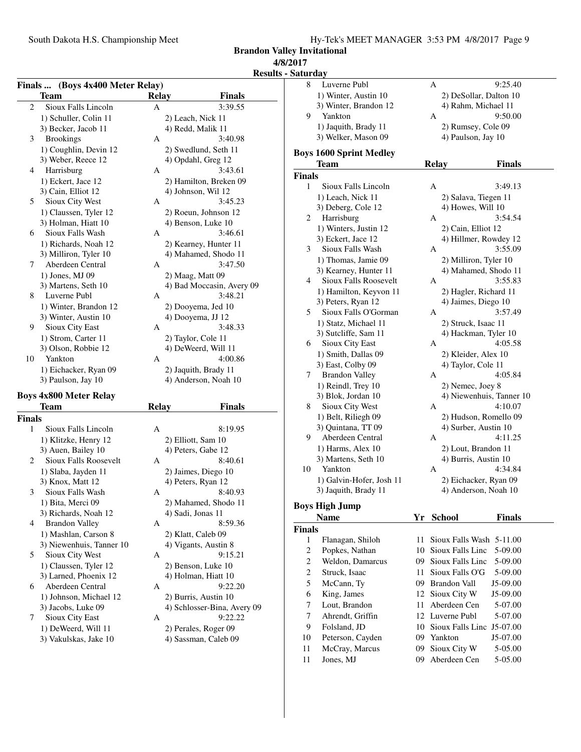## Brandon Valley Invitational

**4/8/2017**

**Results - Saturday**

### Finals ... (Boys 4x400 Meter Relay)

| | Team | Relay | Finals |
|---|---|---|---|
| 2 | Sioux Falls Lincoln | A | 3:39.55 |
| | 1) Schuller, Colin 11 | 2) Leach, Nick 11 | |
| | 3) Becker, Jacob 11 | 4) Redd, Malik 11 | |
| 3 | Brookings | A | 3:40.98 |
| | 1) Coughlin, Devin 12 | 2) Swedlund, Seth 11 | |
| | 3) Weber, Reece 12 | 4) Opdahl, Greg 12 | |
| 4 | Harrisburg | A | 3:43.61 |
| | 1) Eckert, Jace 12 | 2) Hamilton, Breken 09 | |
| | 3) Cain, Elliot 12 | 4) Johnson, Wil 12 | |
| 5 | Sioux City West | A | 3:45.23 |
| | 1) Claussen, Tyler 12 | 2) Roeun, Johnson 12 | |
| | 3) Holman, Hiatt 10 | 4) Benson, Luke 10 | |
| 6 | Sioux Falls Wash | A | 3:46.61 |
| | 1) Richards, Noah 12 | 2) Kearney, Hunter 11 | |
| | 3) Milliron, Tyler 10 | 4) Mahamed, Shodo 11 | |
| 7 | Aberdeen Central | A | 3:47.50 |
| | 1) Jones, MJ 09 | 2) Maag, Matt 09 | |
| | 3) Martens, Seth 10 | 4) Bad Moccasin, Avery 09 | |
| 8 | Luverne Publ | A | 3:48.21 |
| | 1) Winter, Brandon 12 | 2) Dooyema, Jed 10 | |
| | 3) Winter, Austin 10 | 4) Dooyema, JJ 12 | |
| 9 | Sioux City East | A | 3:48.33 |
| | 1) Strom, Carter 11 | 2) Taylor, Cole 11 | |
| | 3) Olson, Robbie 12 | 4) DeWeerd, Will 11 | |
| 10 | Yankton | A | 4:00.86 |
| | 1) Eichacker, Ryan 09 | 2) Jaquith, Brady 11 | |
| | 3) Paulson, Jay 10 | 4) Anderson, Noah 10 | |

### Boys 4x800 Meter Relay

| | Team | Relay | Finals |
|---|---|---|---|
| **Finals** | | | |
| 1 | Sioux Falls Lincoln | A | 8:19.95 |
| | 1) Klitzke, Henry 12 | 2) Elliott, Sam 10 | |
| | 3) Auen, Bailey 10 | 4) Peters, Gabe 12 | |
| 2 | Sioux Falls Roosevelt | A | 8:40.61 |
| | 1) Slaba, Jayden 11 | 2) Jaimes, Diego 10 | |
| | 3) Knox, Matt 12 | 4) Peters, Ryan 12 | |
| 3 | Sioux Falls Wash | A | 8:40.93 |
| | 1) Bita, Merci 09 | 2) Mahamed, Shodo 11 | |
| | 3) Richards, Noah 12 | 4) Sadi, Jonas 11 | |
| 4 | Brandon Valley | A | 8:59.36 |
| | 1) Mashlan, Carson 8 | 2) Klatt, Caleb 09 | |
| | 3) Niewenhuis, Tanner 10 | 4) Vigants, Austin 8 | |
| 5 | Sioux City West | A | 9:15.21 |
| | 1) Claussen, Tyler 12 | 2) Benson, Luke 10 | |
| | 3) Larned, Phoenix 12 | 4) Holman, Hiatt 10 | |
| 6 | Aberdeen Central | A | 9:22.20 |
| | 1) Johnson, Michael 12 | 2) Burris, Austin 10 | |
| | 3) Jacobs, Luke 09 | 4) Schlosser-Bina, Avery 09 | |
| 7 | Sioux City East | A | 9:22.22 |
| | 1) DeWeerd, Will 11 | 2) Perales, Roger 09 | |
| | 3) Vakulskas, Jake 10 | 4) Sassman, Caleb 09 | |
| 8 | Luverne Publ | A | 9:25.40 |
| | 1) Winter, Austin 10 | 2) DeSollar, Dalton 10 | |
| | 3) Winter, Brandon 12 | 4) Rahm, Michael 11 | |
| 9 | Yankton | A | 9:50.00 |
| | 1) Jaquith, Brady 11 | 2) Rumsey, Cole 09 | |
| | 3) Welker, Mason 09 | 4) Paulson, Jay 10 | |

### Boys 1600 Sprint Medley

| | Team | Relay | Finals |
|---|---|---|---|
| **Finals** | | | |
| 1 | Sioux Falls Lincoln | A | 3:49.13 |
| | 1) Leach, Nick 11 | 2) Salava, Tiegen 11 | |
| | 3) Deberg, Cole 12 | 4) Howes, Will 10 | |
| 2 | Harrisburg | A | 3:54.54 |
| | 1) Winters, Justin 12 | 2) Cain, Elliot 12 | |
| | 3) Eckert, Jace 12 | 4) Hillmer, Rowdey 12 | |
| 3 | Sioux Falls Wash | A | 3:55.09 |
| | 1) Thomas, Jamie 09 | 2) Milliron, Tyler 10 | |
| | 3) Kearney, Hunter 11 | 4) Mahamed, Shodo 11 | |
| 4 | Sioux Falls Roosevelt | A | 3:55.83 |
| | 1) Hamilton, Keyvon 11 | 2) Hagler, Richard 11 | |
| | 3) Peters, Ryan 12 | 4) Jaimes, Diego 10 | |
| 5 | Sioux Falls O'Gorman | A | 3:57.49 |
| | 1) Statz, Michael 11 | 2) Struck, Isaac 11 | |
| | 3) Sutcliffe, Sam 11 | 4) Hackman, Tyler 10 | |
| 6 | Sioux City East | A | 4:05.58 |
| | 1) Smith, Dallas 09 | 2) Kleider, Alex 10 | |
| | 3) East, Colby 09 | 4) Taylor, Cole 11 | |
| 7 | Brandon Valley | A | 4:05.84 |
| | 1) Reindl, Trey 10 | 2) Nemec, Joey 8 | |
| | 3) Blok, Jordan 10 | 4) Niewenhuis, Tanner 10 | |
| 8 | Sioux City West | A | 4:10.07 |
| | 1) Belt, Riliegh 09 | 2) Hudson, Romello 09 | |
| | 3) Quintana, TT 09 | 4) Surber, Austin 10 | |
| 9 | Aberdeen Central | A | 4:11.25 |
| | 1) Harms, Alex 10 | 2) Lout, Brandon 11 | |
| | 3) Martens, Seth 10 | 4) Burris, Austin 10 | |
| 10 | Yankton | A | 4:34.84 |
| | 1) Galvin-Hofer, Josh 11 | 2) Eichacker, Ryan 09 | |
| | 3) Jaquith, Brady 11 | 4) Anderson, Noah 10 | |

### Boys High Jump

| | Name | Yr | School | Finals |
|---|---|---|---|---|
| **Finals** | | | | |
| 1 | Flanagan, Shiloh | 11 | Sioux Falls Wash | 5-11.00 |
| 2 | Popkes, Nathan | 10 | Sioux Falls Linc | 5-09.00 |
| 2 | Weldon, Damarcus | 09 | Sioux Falls Linc | 5-09.00 |
| 2 | Struck, Isaac | 11 | Sioux Falls O'G | 5-09.00 |
| 5 | McCann, Ty | 09 | Brandon Vall | J5-09.00 |
| 6 | King, James | 12 | Sioux City W | J5-09.00 |
| 7 | Lout, Brandon | 11 | Aberdeen Cen | 5-07.00 |
| 7 | Ahrendt, Griffin | 12 | Luverne Publ | 5-07.00 |
| 9 | Folsland, JD | 10 | Sioux Falls Linc | J5-07.00 |
| 10 | Peterson, Cayden | 09 | Yankton | J5-07.00 |
| 11 | McCray, Marcus | 09 | Sioux City W | 5-05.00 |
| 11 | Jones, MJ | 09 | Aberdeen Cen | 5-05.00 |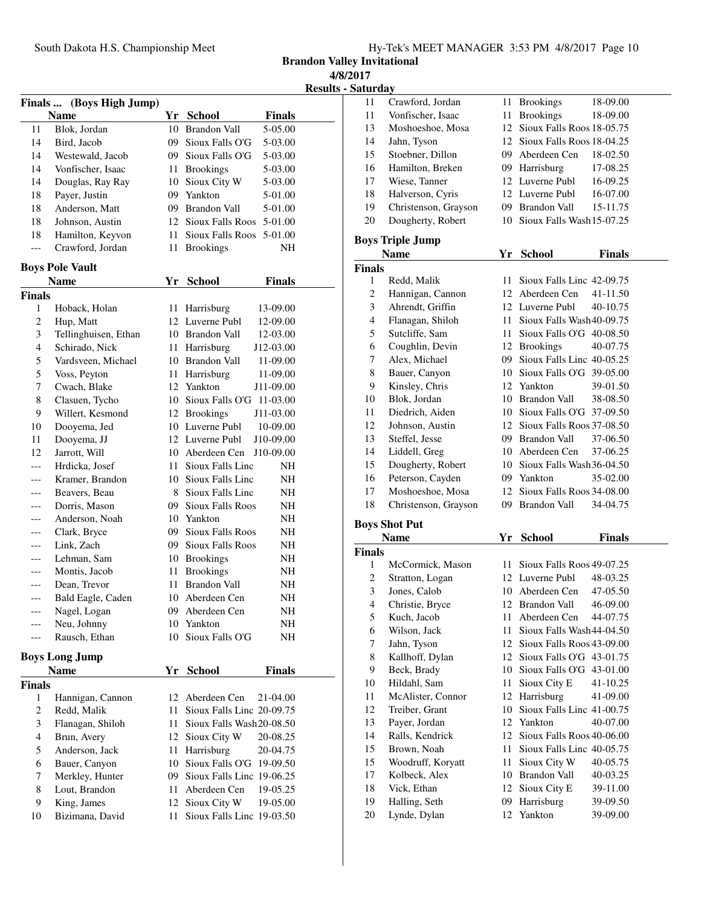**Brandon Valley Invitational**
**4/8/2017**
**Results - Saturday**

### Finals ... (Boys High Jump)

| | Name | Yr | School | Finals |
|---|---|---|---|---|
| 11 | Blok, Jordan | 10 | Brandon Vall | 5-05.00 |
| 14 | Bird, Jacob | 09 | Sioux Falls O'G | 5-03.00 |
| 14 | Westewald, Jacob | 09 | Sioux Falls O'G | 5-03.00 |
| 14 | Vonfischer, Isaac | 11 | Brookings | 5-03.00 |
| 14 | Douglas, Ray Ray | 10 | Sioux City W | 5-03.00 |
| 18 | Payer, Justin | 09 | Yankton | 5-01.00 |
| 18 | Anderson, Matt | 09 | Brandon Vall | 5-01.00 |
| 18 | Johnson, Austin | 12 | Sioux Falls Roos | 5-01.00 |
| 18 | Hamilton, Keyvon | 11 | Sioux Falls Roos | 5-01.00 |
| --- | Crawford, Jordan | 11 | Brookings | NH |

### Boys Pole Vault

| | Name | Yr | School | Finals |
|---|---|---|---|---|
| **Finals** | | | | |
| 1 | Hoback, Holan | 11 | Harrisburg | 13-09.00 |
| 2 | Hup, Matt | 12 | Luverne Publ | 12-09.00 |
| 3 | Tellinghuisen, Ethan | 10 | Brandon Vall | 12-03.00 |
| 4 | Schirado, Nick | 11 | Harrisburg | J12-03.00 |
| 5 | Vardsveen, Michael | 10 | Brandon Vall | 11-09.00 |
| 5 | Voss, Peyton | 11 | Harrisburg | 11-09.00 |
| 7 | Cwach, Blake | 12 | Yankton | J11-09.00 |
| 8 | Clasuen, Tycho | 10 | Sioux Falls O'G | 11-03.00 |
| 9 | Willert, Kesmond | 12 | Brookings | J11-03.00 |
| 10 | Dooyema, Jed | 10 | Luverne Publ | 10-09.00 |
| 11 | Dooyema, JJ | 12 | Luverne Publ | J10-09.00 |
| 12 | Jarrott, Will | 10 | Aberdeen Cen | J10-09.00 |
| --- | Hrdicka, Josef | 11 | Sioux Falls Linc | NH |
| --- | Kramer, Brandon | 10 | Sioux Falls Linc | NH |
| --- | Beavers, Beau | 8 | Sioux Falls Linc | NH |
| --- | Dorris, Mason | 09 | Sioux Falls Roos | NH |
| --- | Anderson, Noah | 10 | Yankton | NH |
| --- | Clark, Bryce | 09 | Sioux Falls Roos | NH |
| --- | Link, Zach | 09 | Sioux Falls Roos | NH |
| --- | Lehman, Sam | 10 | Brookings | NH |
| --- | Montis, Jacob | 11 | Brookings | NH |
| --- | Dean, Trevor | 11 | Brandon Vall | NH |
| --- | Bald Eagle, Caden | 10 | Aberdeen Cen | NH |
| --- | Nagel, Logan | 09 | Aberdeen Cen | NH |
| --- | Neu, Johnny | 10 | Yankton | NH |
| --- | Rausch, Ethan | 10 | Sioux Falls O'G | NH |

### Boys Long Jump

| | Name | Yr | School | Finals |
|---|---|---|---|---|
| **Finals** | | | | |
| 1 | Hannigan, Cannon | 12 | Aberdeen Cen | 21-04.00 |
| 2 | Redd, Malik | 11 | Sioux Falls Linc | 20-09.75 |
| 3 | Flanagan, Shiloh | 11 | Sioux Falls Wash | 20-08.50 |
| 4 | Brun, Avery | 12 | Sioux City W | 20-08.25 |
| 5 | Anderson, Jack | 11 | Harrisburg | 20-04.75 |
| 6 | Bauer, Canyon | 10 | Sioux Falls O'G | 19-09.50 |
| 7 | Merkley, Hunter | 09 | Sioux Falls Linc | 19-06.25 |
| 8 | Lout, Brandon | 11 | Aberdeen Cen | 19-05.25 |
| 9 | King, James | 12 | Sioux City W | 19-05.00 |
| 10 | Bizimana, David | 11 | Sioux Falls Linc | 19-03.50 |
| 11 | Crawford, Jordan | 11 | Brookings | 18-09.00 |
| 11 | Vonfischer, Isaac | 11 | Brookings | 18-09.00 |
| 13 | Moshoeshoe, Mosa | 12 | Sioux Falls Roos | 18-05.75 |
| 14 | Jahn, Tyson | 12 | Sioux Falls Roos | 18-04.25 |
| 15 | Stoebner, Dillon | 09 | Aberdeen Cen | 18-02.50 |
| 16 | Hamilton, Breken | 09 | Harrisburg | 17-08.25 |
| 17 | Wiese, Tanner | 12 | Luverne Publ | 16-09.25 |
| 18 | Halverson, Cyris | 12 | Luverne Publ | 16-07.00 |
| 19 | Christenson, Grayson | 09 | Brandon Vall | 15-11.75 |
| 20 | Dougherty, Robert | 10 | Sioux Falls Wash | 15-07.25 |

### Boys Triple Jump

| | Name | Yr | School | Finals |
|---|---|---|---|---|
| **Finals** | | | | |
| 1 | Redd, Malik | 11 | Sioux Falls Linc | 42-09.75 |
| 2 | Hannigan, Cannon | 12 | Aberdeen Cen | 41-11.50 |
| 3 | Ahrendt, Griffin | 12 | Luverne Publ | 40-10.75 |
| 4 | Flanagan, Shiloh | 11 | Sioux Falls Wash | 40-09.75 |
| 5 | Sutcliffe, Sam | 11 | Sioux Falls O'G | 40-08.50 |
| 6 | Coughlin, Devin | 12 | Brookings | 40-07.75 |
| 7 | Alex, Michael | 09 | Sioux Falls Linc | 40-05.25 |
| 8 | Bauer, Canyon | 10 | Sioux Falls O'G | 39-05.00 |
| 9 | Kinsley, Chris | 12 | Yankton | 39-01.50 |
| 10 | Blok, Jordan | 10 | Brandon Vall | 38-08.50 |
| 11 | Diedrich, Aiden | 10 | Sioux Falls O'G | 37-09.50 |
| 12 | Johnson, Austin | 12 | Sioux Falls Roos | 37-08.50 |
| 13 | Steffel, Jesse | 09 | Brandon Vall | 37-06.50 |
| 14 | Liddell, Greg | 10 | Aberdeen Cen | 37-06.25 |
| 15 | Dougherty, Robert | 10 | Sioux Falls Wash | 36-04.50 |
| 16 | Peterson, Cayden | 09 | Yankton | 35-02.00 |
| 17 | Moshoeshoe, Mosa | 12 | Sioux Falls Roos | 34-08.00 |
| 18 | Christenson, Grayson | 09 | Brandon Vall | 34-04.75 |

### Boys Shot Put

| | Name | Yr | School | Finals |
|---|---|---|---|---|
| **Finals** | | | | |
| 1 | McCormick, Mason | 11 | Sioux Falls Roos | 49-07.25 |
| 2 | Stratton, Logan | 12 | Luverne Publ | 48-03.25 |
| 3 | Jones, Calob | 10 | Aberdeen Cen | 47-05.50 |
| 4 | Christie, Bryce | 12 | Brandon Vall | 46-09.00 |
| 5 | Kuch, Jacob | 11 | Aberdeen Cen | 44-07.75 |
| 6 | Wilson, Jack | 11 | Sioux Falls Wash | 44-04.50 |
| 7 | Jahn, Tyson | 12 | Sioux Falls Roos | 43-09.00 |
| 8 | Kallhoff, Dylan | 12 | Sioux Falls O'G | 43-01.75 |
| 9 | Beck, Brady | 10 | Sioux Falls O'G | 43-01.00 |
| 10 | Hildahl, Sam | 11 | Sioux City E | 41-10.25 |
| 11 | McAlister, Connor | 12 | Harrisburg | 41-09.00 |
| 12 | Treiber, Grant | 10 | Sioux Falls Linc | 41-00.75 |
| 13 | Payer, Jordan | 12 | Yankton | 40-07.00 |
| 14 | Ralls, Kendrick | 12 | Sioux Falls Roos | 40-06.00 |
| 15 | Brown, Noah | 11 | Sioux Falls Linc | 40-05.75 |
| 15 | Woodruff, Koryatt | 11 | Sioux City W | 40-05.75 |
| 17 | Kolbeck, Alex | 10 | Brandon Vall | 40-03.25 |
| 18 | Vick, Ethan | 12 | Sioux City E | 39-11.00 |
| 19 | Halling, Seth | 09 | Harrisburg | 39-09.50 |
| 20 | Lynde, Dylan | 12 | Yankton | 39-09.00 |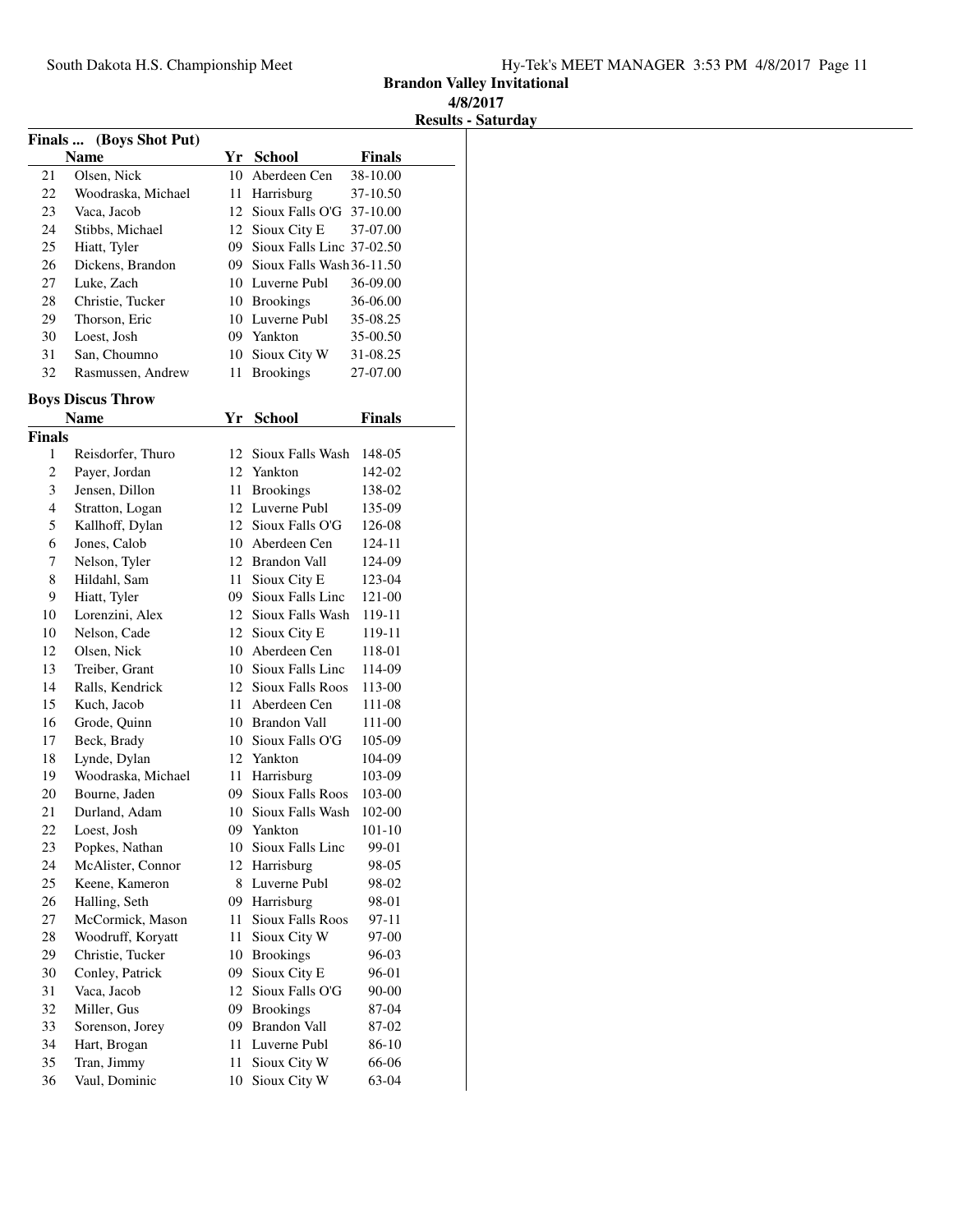**Brandon Valley Invitational**

**4/8/2017**

**Results - Saturday**

## Finals ... (Boys Shot Put)

| | Name | Yr | School | Finals |
|---|---|---|---|---|
| 21 | Olsen, Nick | 10 | Aberdeen Cen | 38-10.00 |
| 22 | Woodraska, Michael | 11 | Harrisburg | 37-10.50 |
| 23 | Vaca, Jacob | 12 | Sioux Falls O'G | 37-10.00 |
| 24 | Stibbs, Michael | 12 | Sioux City E | 37-07.00 |
| 25 | Hiatt, Tyler | 09 | Sioux Falls Linc | 37-02.50 |
| 26 | Dickens, Brandon | 09 | Sioux Falls Wash | 36-11.50 |
| 27 | Luke, Zach | 10 | Luverne Publ | 36-09.00 |
| 28 | Christie, Tucker | 10 | Brookings | 36-06.00 |
| 29 | Thorson, Eric | 10 | Luverne Publ | 35-08.25 |
| 30 | Loest, Josh | 09 | Yankton | 35-00.50 |
| 31 | San, Choumno | 10 | Sioux City W | 31-08.25 |
| 32 | Rasmussen, Andrew | 11 | Brookings | 27-07.00 |

## Boys Discus Throw

| | Name | Yr | School | Finals |
|---|---|---|---|---|
| **Finals** | | | | |
| 1 | Reisdorfer, Thuro | 12 | Sioux Falls Wash | 148-05 |
| 2 | Payer, Jordan | 12 | Yankton | 142-02 |
| 3 | Jensen, Dillon | 11 | Brookings | 138-02 |
| 4 | Stratton, Logan | 12 | Luverne Publ | 135-09 |
| 5 | Kallhoff, Dylan | 12 | Sioux Falls O'G | 126-08 |
| 6 | Jones, Calob | 10 | Aberdeen Cen | 124-11 |
| 7 | Nelson, Tyler | 12 | Brandon Vall | 124-09 |
| 8 | Hildahl, Sam | 11 | Sioux City E | 123-04 |
| 9 | Hiatt, Tyler | 09 | Sioux Falls Linc | 121-00 |
| 10 | Lorenzini, Alex | 12 | Sioux Falls Wash | 119-11 |
| 10 | Nelson, Cade | 12 | Sioux City E | 119-11 |
| 12 | Olsen, Nick | 10 | Aberdeen Cen | 118-01 |
| 13 | Treiber, Grant | 10 | Sioux Falls Linc | 114-09 |
| 14 | Ralls, Kendrick | 12 | Sioux Falls Roos | 113-00 |
| 15 | Kuch, Jacob | 11 | Aberdeen Cen | 111-08 |
| 16 | Grode, Quinn | 10 | Brandon Vall | 111-00 |
| 17 | Beck, Brady | 10 | Sioux Falls O'G | 105-09 |
| 18 | Lynde, Dylan | 12 | Yankton | 104-09 |
| 19 | Woodraska, Michael | 11 | Harrisburg | 103-09 |
| 20 | Bourne, Jaden | 09 | Sioux Falls Roos | 103-00 |
| 21 | Durland, Adam | 10 | Sioux Falls Wash | 102-00 |
| 22 | Loest, Josh | 09 | Yankton | 101-10 |
| 23 | Popkes, Nathan | 10 | Sioux Falls Linc | 99-01 |
| 24 | McAlister, Connor | 12 | Harrisburg | 98-05 |
| 25 | Keene, Kameron | 8 | Luverne Publ | 98-02 |
| 26 | Halling, Seth | 09 | Harrisburg | 98-01 |
| 27 | McCormick, Mason | 11 | Sioux Falls Roos | 97-11 |
| 28 | Woodruff, Koryatt | 11 | Sioux City W | 97-00 |
| 29 | Christie, Tucker | 10 | Brookings | 96-03 |
| 30 | Conley, Patrick | 09 | Sioux City E | 96-01 |
| 31 | Vaca, Jacob | 12 | Sioux Falls O'G | 90-00 |
| 32 | Miller, Gus | 09 | Brookings | 87-04 |
| 33 | Sorenson, Jorey | 09 | Brandon Vall | 87-02 |
| 34 | Hart, Brogan | 11 | Luverne Publ | 86-10 |
| 35 | Tran, Jimmy | 11 | Sioux City W | 66-06 |
| 36 | Vaul, Dominic | 10 | Sioux City W | 63-04 |